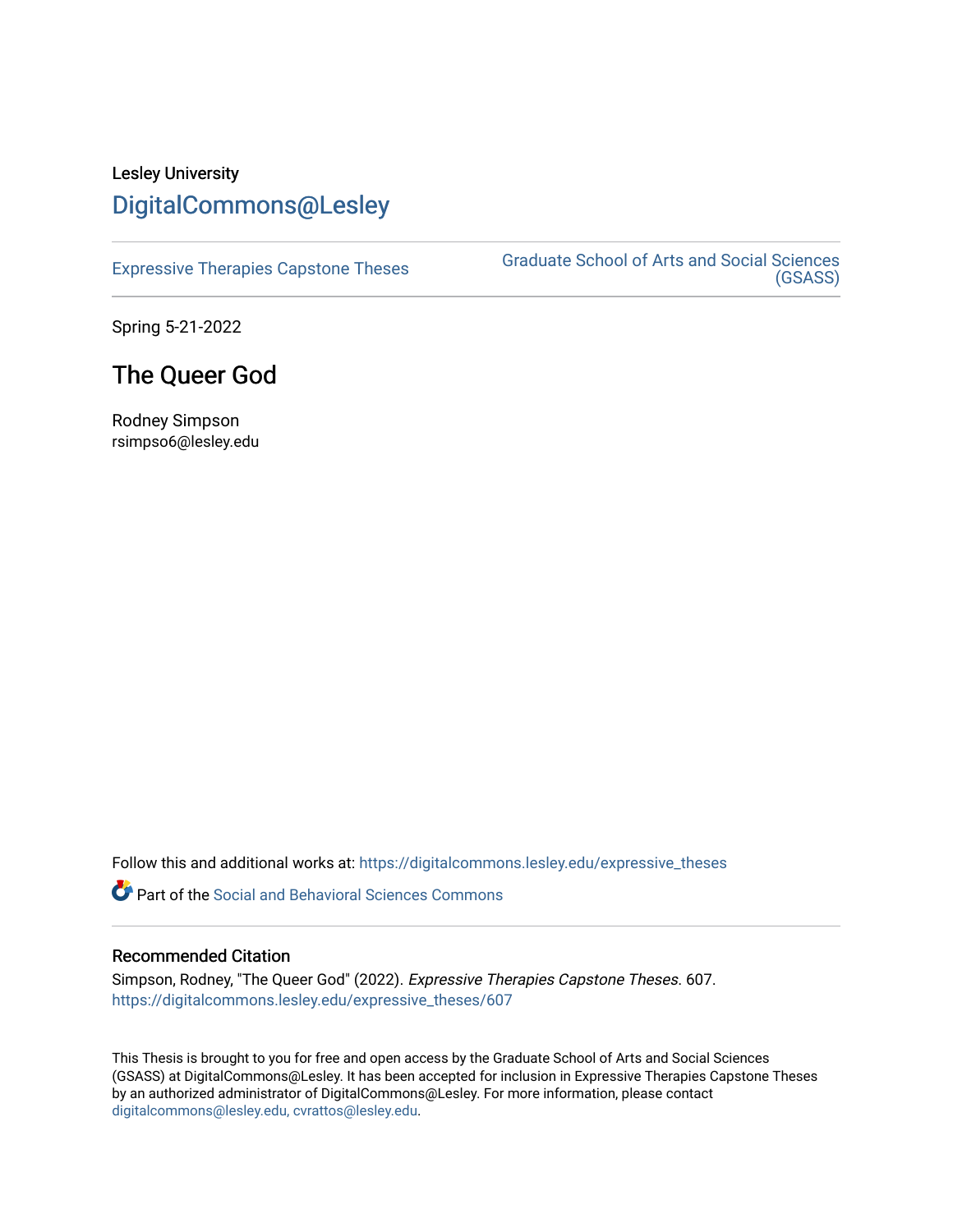Lesley University

DigitalCommons@Lesley

Expressive Therapies Capstone Theses

Graduate School of Arts and Social Sciences (GSASS)

Spring 5-21-2022

# The Queer God

Rodney Simpson
rsimpso6@lesley.edu

Follow this and additional works at: https://digitalcommons.lesley.edu/expressive_theses

Part of the Social and Behavioral Sciences Commons

## Recommended Citation

Simpson, Rodney, "The Queer God" (2022). *Expressive Therapies Capstone Theses*. 607.
https://digitalcommons.lesley.edu/expressive_theses/607

This Thesis is brought to you for free and open access by the Graduate School of Arts and Social Sciences (GSASS) at DigitalCommons@Lesley. It has been accepted for inclusion in Expressive Therapies Capstone Theses by an authorized administrator of DigitalCommons@Lesley. For more information, please contact digitalcommons@lesley.edu, cvrattos@lesley.edu.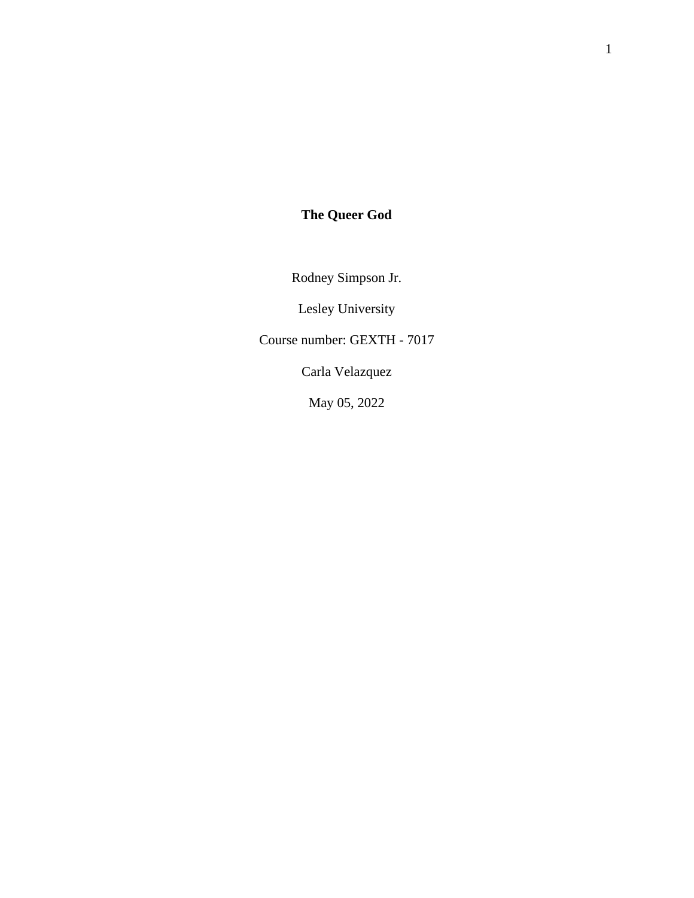# The Queer God

Rodney Simpson Jr.

Lesley University

Course number: GEXTH - 7017

Carla Velazquez

May 05, 2022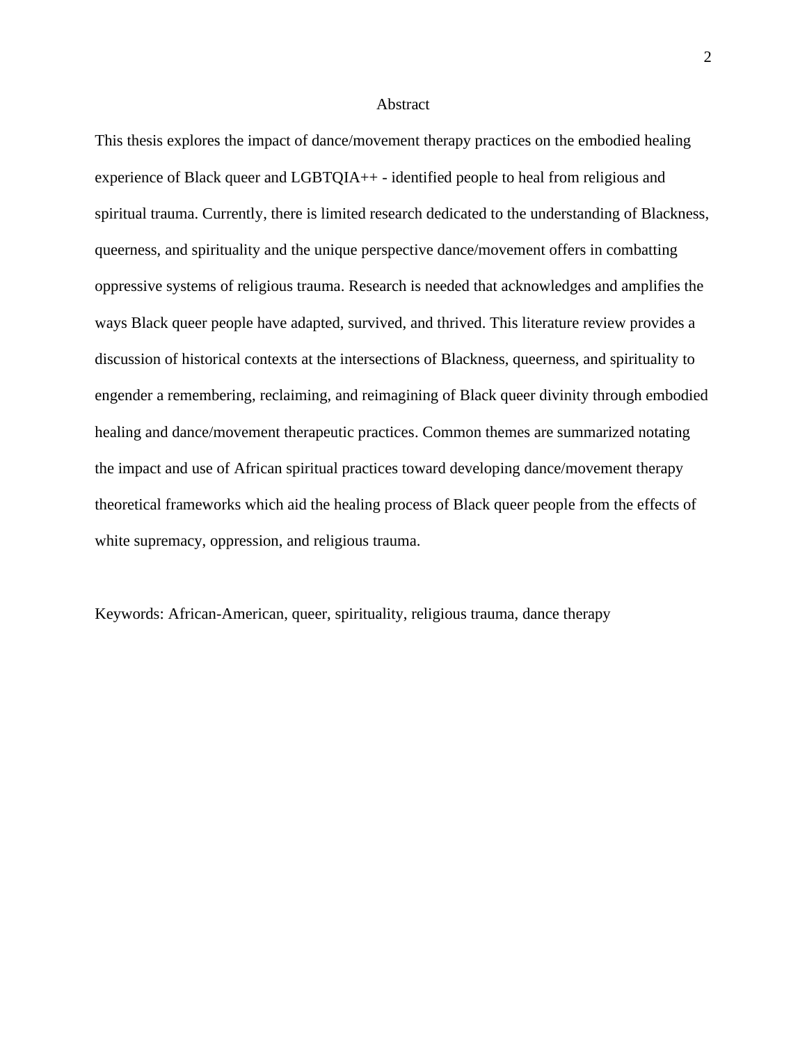# Abstract

This thesis explores the impact of dance/movement therapy practices on the embodied healing experience of Black queer and LGBTQIA++ - identified people to heal from religious and spiritual trauma. Currently, there is limited research dedicated to the understanding of Blackness, queerness, and spirituality and the unique perspective dance/movement offers in combatting oppressive systems of religious trauma. Research is needed that acknowledges and amplifies the ways Black queer people have adapted, survived, and thrived. This literature review provides a discussion of historical contexts at the intersections of Blackness, queerness, and spirituality to engender a remembering, reclaiming, and reimagining of Black queer divinity through embodied healing and dance/movement therapeutic practices. Common themes are summarized notating the impact and use of African spiritual practices toward developing dance/movement therapy theoretical frameworks which aid the healing process of Black queer people from the effects of white supremacy, oppression, and religious trauma.

Keywords: African-American, queer, spirituality, religious trauma, dance therapy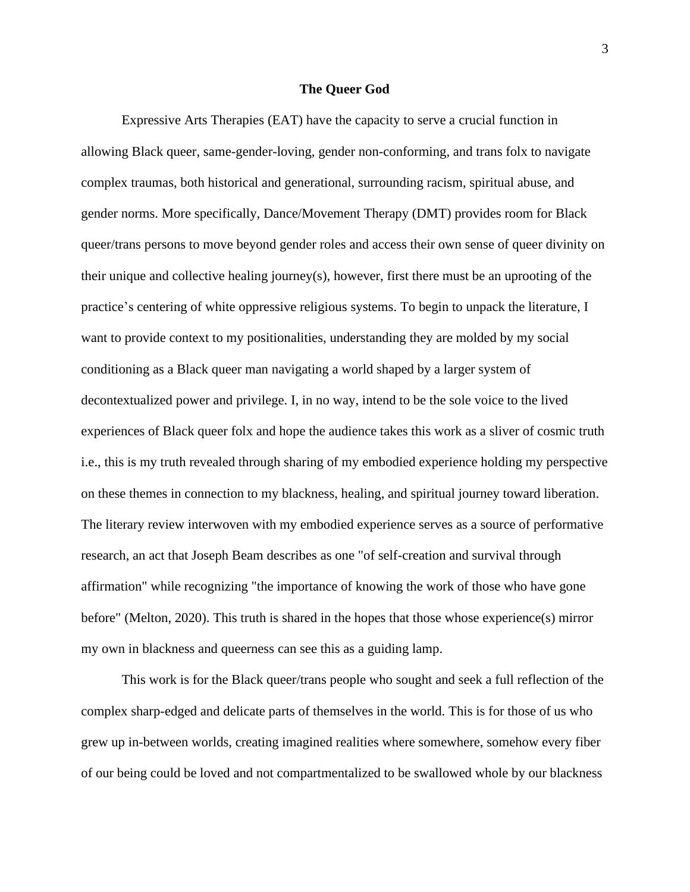## The Queer God

Expressive Arts Therapies (EAT) have the capacity to serve a crucial function in allowing Black queer, same-gender-loving, gender non-conforming, and trans folx to navigate complex traumas, both historical and generational, surrounding racism, spiritual abuse, and gender norms. More specifically, Dance/Movement Therapy (DMT) provides room for Black queer/trans persons to move beyond gender roles and access their own sense of queer divinity on their unique and collective healing journey(s), however, first there must be an uprooting of the practice's centering of white oppressive religious systems. To begin to unpack the literature, I want to provide context to my positionalities, understanding they are molded by my social conditioning as a Black queer man navigating a world shaped by a larger system of decontextualized power and privilege. I, in no way, intend to be the sole voice to the lived experiences of Black queer folx and hope the audience takes this work as a sliver of cosmic truth i.e., this is my truth revealed through sharing of my embodied experience holding my perspective on these themes in connection to my blackness, healing, and spiritual journey toward liberation. The literary review interwoven with my embodied experience serves as a source of performative research, an act that Joseph Beam describes as one "of self-creation and survival through affirmation" while recognizing "the importance of knowing the work of those who have gone before" (Melton, 2020). This truth is shared in the hopes that those whose experience(s) mirror my own in blackness and queerness can see this as a guiding lamp.

This work is for the Black queer/trans people who sought and seek a full reflection of the complex sharp-edged and delicate parts of themselves in the world. This is for those of us who grew up in-between worlds, creating imagined realities where somewhere, somehow every fiber of our being could be loved and not compartmentalized to be swallowed whole by our blackness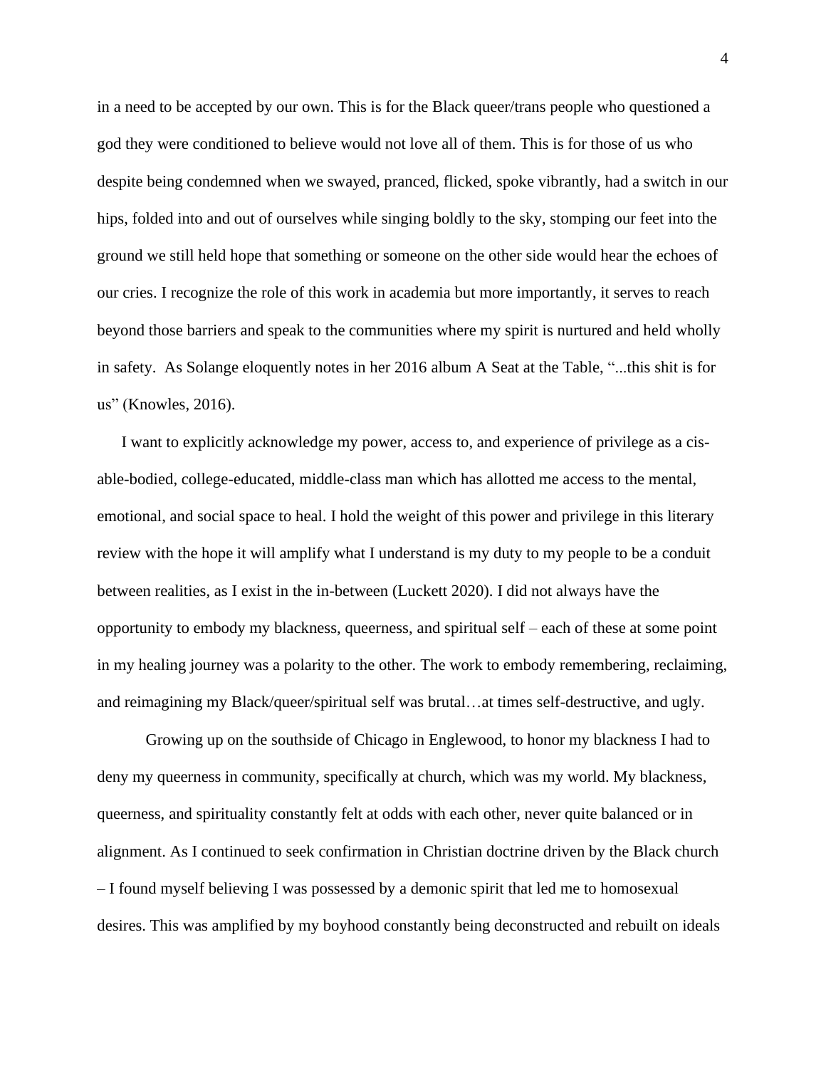in a need to be accepted by our own. This is for the Black queer/trans people who questioned a god they were conditioned to believe would not love all of them. This is for those of us who despite being condemned when we swayed, pranced, flicked, spoke vibrantly, had a switch in our hips, folded into and out of ourselves while singing boldly to the sky, stomping our feet into the ground we still held hope that something or someone on the other side would hear the echoes of our cries. I recognize the role of this work in academia but more importantly, it serves to reach beyond those barriers and speak to the communities where my spirit is nurtured and held wholly in safety. As Solange eloquently notes in her 2016 album A Seat at the Table, "...this shit is for us" (Knowles, 2016).

I want to explicitly acknowledge my power, access to, and experience of privilege as a cis-able-bodied, college-educated, middle-class man which has allotted me access to the mental, emotional, and social space to heal. I hold the weight of this power and privilege in this literary review with the hope it will amplify what I understand is my duty to my people to be a conduit between realities, as I exist in the in-between (Luckett 2020). I did not always have the opportunity to embody my blackness, queerness, and spiritual self – each of these at some point in my healing journey was a polarity to the other. The work to embody remembering, reclaiming, and reimagining my Black/queer/spiritual self was brutal…at times self-destructive, and ugly.

Growing up on the southside of Chicago in Englewood, to honor my blackness I had to deny my queerness in community, specifically at church, which was my world. My blackness, queerness, and spirituality constantly felt at odds with each other, never quite balanced or in alignment. As I continued to seek confirmation in Christian doctrine driven by the Black church – I found myself believing I was possessed by a demonic spirit that led me to homosexual desires. This was amplified by my boyhood constantly being deconstructed and rebuilt on ideals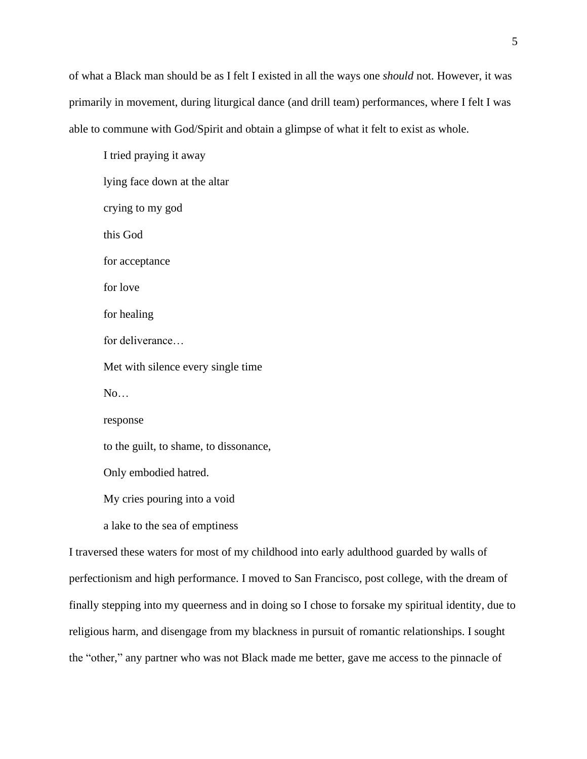of what a Black man should be as I felt I existed in all the ways one *should* not. However, it was primarily in movement, during liturgical dance (and drill team) performances, where I felt I was able to commune with God/Spirit and obtain a glimpse of what it felt to exist as whole.

> I tried praying it away
>
> lying face down at the altar
>
> crying to my god
>
> this God
>
> for acceptance
>
> for love
>
> for healing
>
> for deliverance…
>
> Met with silence every single time
>
> No…
>
> response
>
> to the guilt, to shame, to dissonance,
>
> Only embodied hatred.
>
> My cries pouring into a void
>
> a lake to the sea of emptiness

I traversed these waters for most of my childhood into early adulthood guarded by walls of perfectionism and high performance. I moved to San Francisco, post college, with the dream of finally stepping into my queerness and in doing so I chose to forsake my spiritual identity, due to religious harm, and disengage from my blackness in pursuit of romantic relationships. I sought the "other," any partner who was not Black made me better, gave me access to the pinnacle of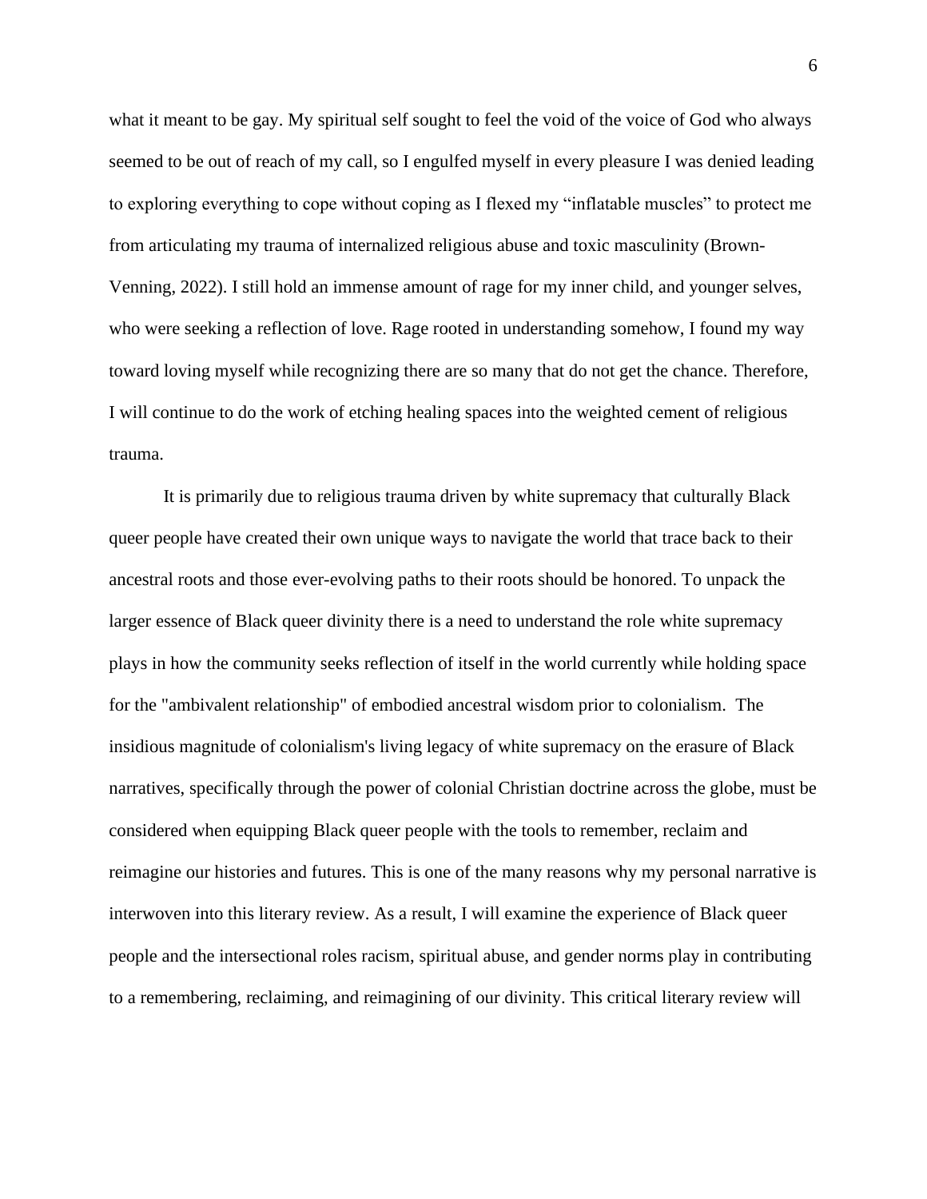what it meant to be gay. My spiritual self sought to feel the void of the voice of God who always seemed to be out of reach of my call, so I engulfed myself in every pleasure I was denied leading to exploring everything to cope without coping as I flexed my "inflatable muscles" to protect me from articulating my trauma of internalized religious abuse and toxic masculinity (Brown-Venning, 2022). I still hold an immense amount of rage for my inner child, and younger selves, who were seeking a reflection of love. Rage rooted in understanding somehow, I found my way toward loving myself while recognizing there are so many that do not get the chance. Therefore, I will continue to do the work of etching healing spaces into the weighted cement of religious trauma.

It is primarily due to religious trauma driven by white supremacy that culturally Black queer people have created their own unique ways to navigate the world that trace back to their ancestral roots and those ever-evolving paths to their roots should be honored. To unpack the larger essence of Black queer divinity there is a need to understand the role white supremacy plays in how the community seeks reflection of itself in the world currently while holding space for the "ambivalent relationship" of embodied ancestral wisdom prior to colonialism. The insidious magnitude of colonialism's living legacy of white supremacy on the erasure of Black narratives, specifically through the power of colonial Christian doctrine across the globe, must be considered when equipping Black queer people with the tools to remember, reclaim and reimagine our histories and futures. This is one of the many reasons why my personal narrative is interwoven into this literary review. As a result, I will examine the experience of Black queer people and the intersectional roles racism, spiritual abuse, and gender norms play in contributing to a remembering, reclaiming, and reimagining of our divinity. This critical literary review will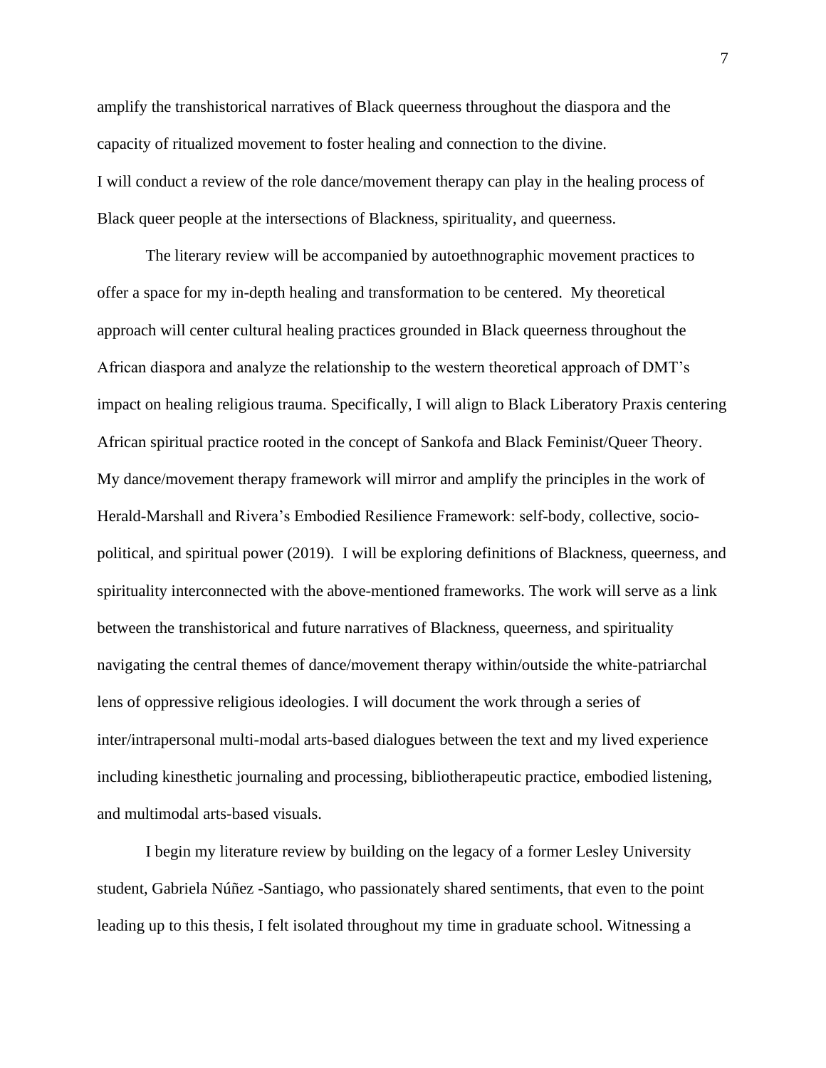amplify the transhistorical narratives of Black queerness throughout the diaspora and the capacity of ritualized movement to foster healing and connection to the divine.

I will conduct a review of the role dance/movement therapy can play in the healing process of Black queer people at the intersections of Blackness, spirituality, and queerness.

The literary review will be accompanied by autoethnographic movement practices to offer a space for my in-depth healing and transformation to be centered. My theoretical approach will center cultural healing practices grounded in Black queerness throughout the African diaspora and analyze the relationship to the western theoretical approach of DMT's impact on healing religious trauma. Specifically, I will align to Black Liberatory Praxis centering African spiritual practice rooted in the concept of Sankofa and Black Feminist/Queer Theory. My dance/movement therapy framework will mirror and amplify the principles in the work of Herald-Marshall and Rivera's Embodied Resilience Framework: self-body, collective, socio-political, and spiritual power (2019). I will be exploring definitions of Blackness, queerness, and spirituality interconnected with the above-mentioned frameworks. The work will serve as a link between the transhistorical and future narratives of Blackness, queerness, and spirituality navigating the central themes of dance/movement therapy within/outside the white-patriarchal lens of oppressive religious ideologies. I will document the work through a series of inter/intrapersonal multi-modal arts-based dialogues between the text and my lived experience including kinesthetic journaling and processing, bibliotherapeutic practice, embodied listening, and multimodal arts-based visuals.

I begin my literature review by building on the legacy of a former Lesley University student, Gabriela Núñez -Santiago, who passionately shared sentiments, that even to the point leading up to this thesis, I felt isolated throughout my time in graduate school. Witnessing a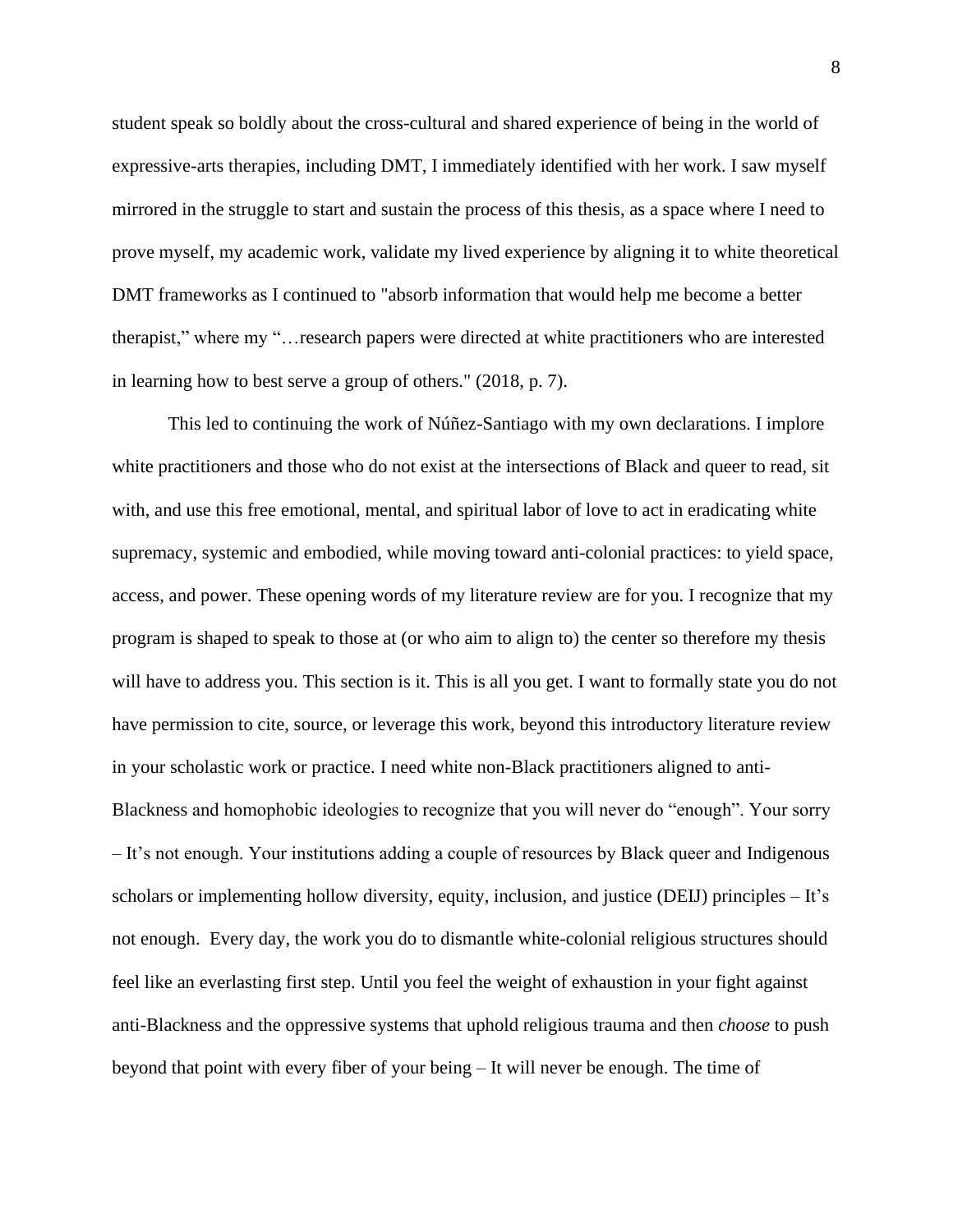student speak so boldly about the cross-cultural and shared experience of being in the world of expressive-arts therapies, including DMT, I immediately identified with her work. I saw myself mirrored in the struggle to start and sustain the process of this thesis, as a space where I need to prove myself, my academic work, validate my lived experience by aligning it to white theoretical DMT frameworks as I continued to "absorb information that would help me become a better therapist," where my "…research papers were directed at white practitioners who are interested in learning how to best serve a group of others." (2018, p. 7).

This led to continuing the work of Núñez-Santiago with my own declarations. I implore white practitioners and those who do not exist at the intersections of Black and queer to read, sit with, and use this free emotional, mental, and spiritual labor of love to act in eradicating white supremacy, systemic and embodied, while moving toward anti-colonial practices: to yield space, access, and power. These opening words of my literature review are for you. I recognize that my program is shaped to speak to those at (or who aim to align to) the center so therefore my thesis will have to address you. This section is it. This is all you get. I want to formally state you do not have permission to cite, source, or leverage this work, beyond this introductory literature review in your scholastic work or practice. I need white non-Black practitioners aligned to anti-Blackness and homophobic ideologies to recognize that you will never do "enough". Your sorry – It's not enough. Your institutions adding a couple of resources by Black queer and Indigenous scholars or implementing hollow diversity, equity, inclusion, and justice (DEIJ) principles – It's not enough. Every day, the work you do to dismantle white-colonial religious structures should feel like an everlasting first step. Until you feel the weight of exhaustion in your fight against anti-Blackness and the oppressive systems that uphold religious trauma and then *choose* to push beyond that point with every fiber of your being – It will never be enough. The time of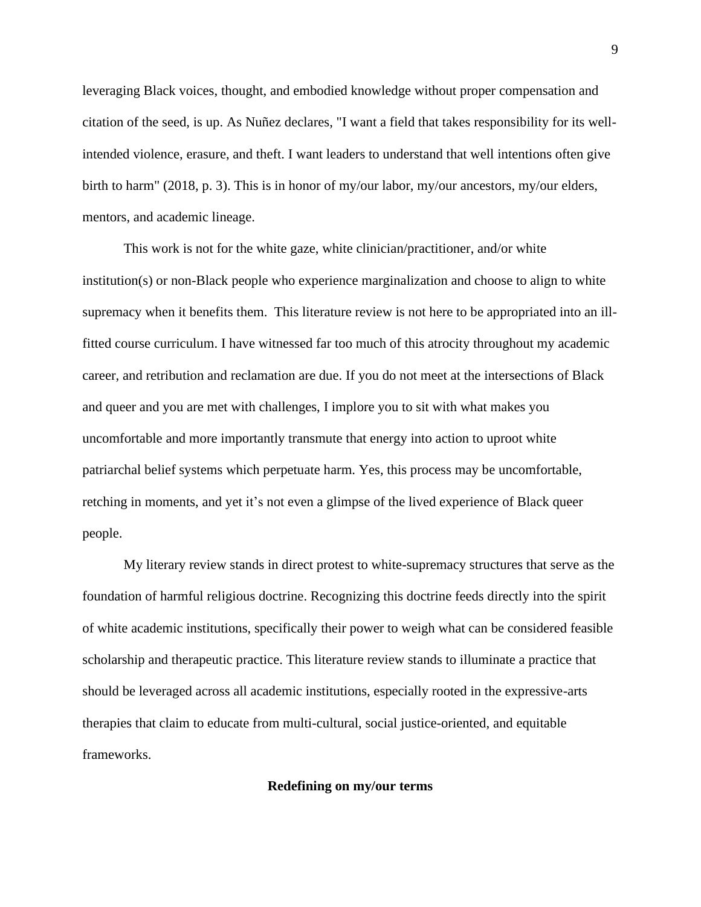leveraging Black voices, thought, and embodied knowledge without proper compensation and citation of the seed, is up. As Nuñez declares, "I want a field that takes responsibility for its well-intended violence, erasure, and theft. I want leaders to understand that well intentions often give birth to harm" (2018, p. 3). This is in honor of my/our labor, my/our ancestors, my/our elders, mentors, and academic lineage.

This work is not for the white gaze, white clinician/practitioner, and/or white institution(s) or non-Black people who experience marginalization and choose to align to white supremacy when it benefits them. This literature review is not here to be appropriated into an ill-fitted course curriculum. I have witnessed far too much of this atrocity throughout my academic career, and retribution and reclamation are due. If you do not meet at the intersections of Black and queer and you are met with challenges, I implore you to sit with what makes you uncomfortable and more importantly transmute that energy into action to uproot white patriarchal belief systems which perpetuate harm. Yes, this process may be uncomfortable, retching in moments, and yet it's not even a glimpse of the lived experience of Black queer people.

My literary review stands in direct protest to white-supremacy structures that serve as the foundation of harmful religious doctrine. Recognizing this doctrine feeds directly into the spirit of white academic institutions, specifically their power to weigh what can be considered feasible scholarship and therapeutic practice. This literature review stands to illuminate a practice that should be leveraged across all academic institutions, especially rooted in the expressive-arts therapies that claim to educate from multi-cultural, social justice-oriented, and equitable frameworks.

## Redefining on my/our terms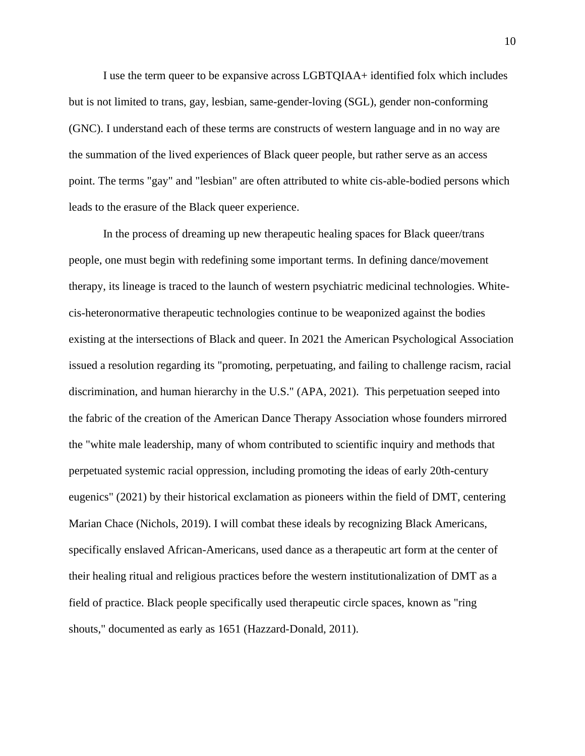I use the term queer to be expansive across LGBTQIAA+ identified folx which includes but is not limited to trans, gay, lesbian, same-gender-loving (SGL), gender non-conforming (GNC). I understand each of these terms are constructs of western language and in no way are the summation of the lived experiences of Black queer people, but rather serve as an access point. The terms "gay" and "lesbian" are often attributed to white cis-able-bodied persons which leads to the erasure of the Black queer experience.

In the process of dreaming up new therapeutic healing spaces for Black queer/trans people, one must begin with redefining some important terms. In defining dance/movement therapy, its lineage is traced to the launch of western psychiatric medicinal technologies. White-cis-heteronormative therapeutic technologies continue to be weaponized against the bodies existing at the intersections of Black and queer. In 2021 the American Psychological Association issued a resolution regarding its "promoting, perpetuating, and failing to challenge racism, racial discrimination, and human hierarchy in the U.S." (APA, 2021). This perpetuation seeped into the fabric of the creation of the American Dance Therapy Association whose founders mirrored the "white male leadership, many of whom contributed to scientific inquiry and methods that perpetuated systemic racial oppression, including promoting the ideas of early 20th-century eugenics" (2021) by their historical exclamation as pioneers within the field of DMT, centering Marian Chace (Nichols, 2019). I will combat these ideals by recognizing Black Americans, specifically enslaved African-Americans, used dance as a therapeutic art form at the center of their healing ritual and religious practices before the western institutionalization of DMT as a field of practice. Black people specifically used therapeutic circle spaces, known as "ring shouts," documented as early as 1651 (Hazzard-Donald, 2011).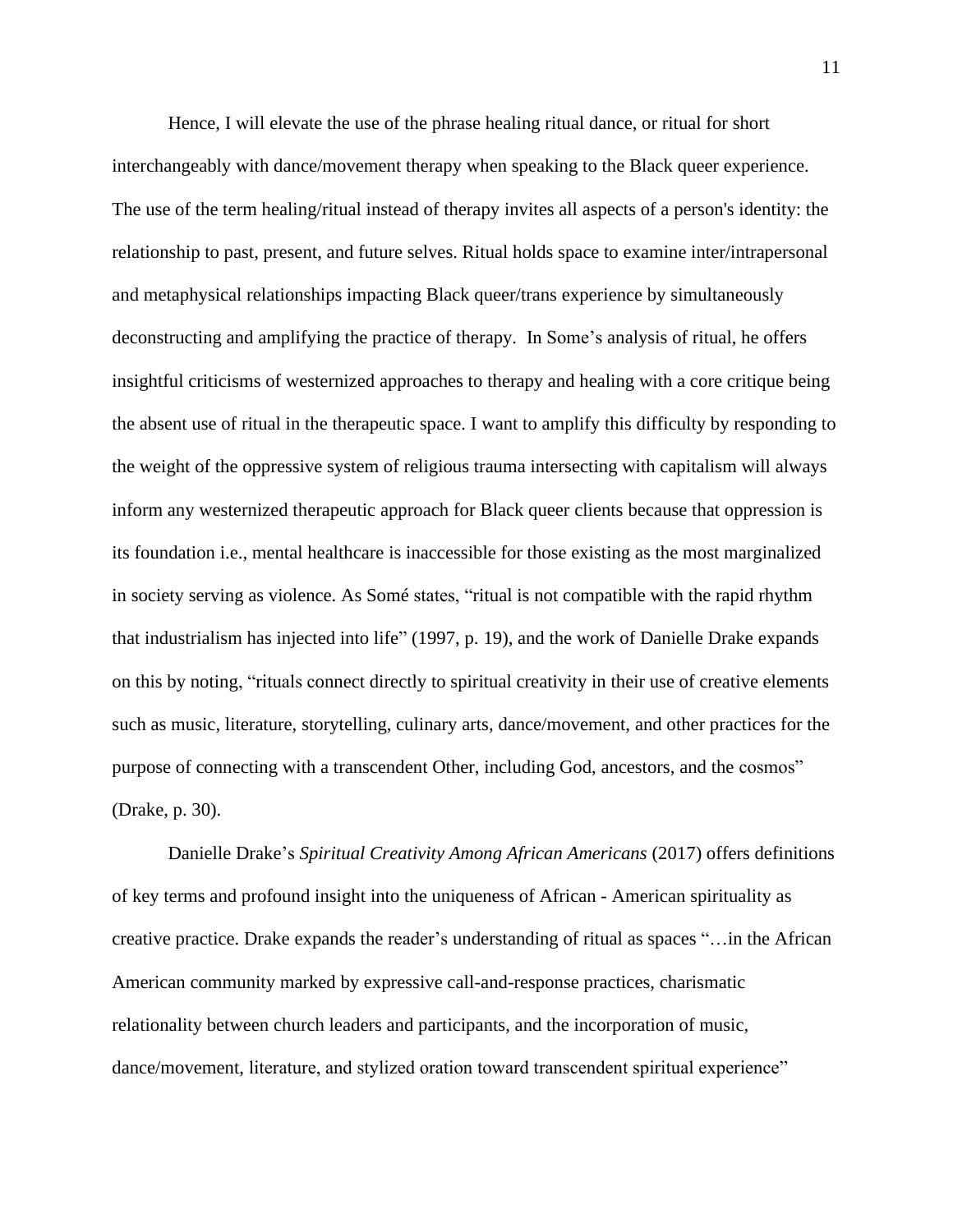Hence, I will elevate the use of the phrase healing ritual dance, or ritual for short interchangeably with dance/movement therapy when speaking to the Black queer experience. The use of the term healing/ritual instead of therapy invites all aspects of a person's identity: the relationship to past, present, and future selves. Ritual holds space to examine inter/intrapersonal and metaphysical relationships impacting Black queer/trans experience by simultaneously deconstructing and amplifying the practice of therapy.  In Some's analysis of ritual, he offers insightful criticisms of westernized approaches to therapy and healing with a core critique being the absent use of ritual in the therapeutic space. I want to amplify this difficulty by responding to the weight of the oppressive system of religious trauma intersecting with capitalism will always inform any westernized therapeutic approach for Black queer clients because that oppression is its foundation i.e., mental healthcare is inaccessible for those existing as the most marginalized in society serving as violence. As Somé states, "ritual is not compatible with the rapid rhythm that industrialism has injected into life" (1997, p. 19), and the work of Danielle Drake expands on this by noting, "rituals connect directly to spiritual creativity in their use of creative elements such as music, literature, storytelling, culinary arts, dance/movement, and other practices for the purpose of connecting with a transcendent Other, including God, ancestors, and the cosmos" (Drake, p. 30).

Danielle Drake's *Spiritual Creativity Among African Americans* (2017) offers definitions of key terms and profound insight into the uniqueness of African - American spirituality as creative practice. Drake expands the reader's understanding of ritual as spaces "…in the African American community marked by expressive call-and-response practices, charismatic relationality between church leaders and participants, and the incorporation of music, dance/movement, literature, and stylized oration toward transcendent spiritual experience"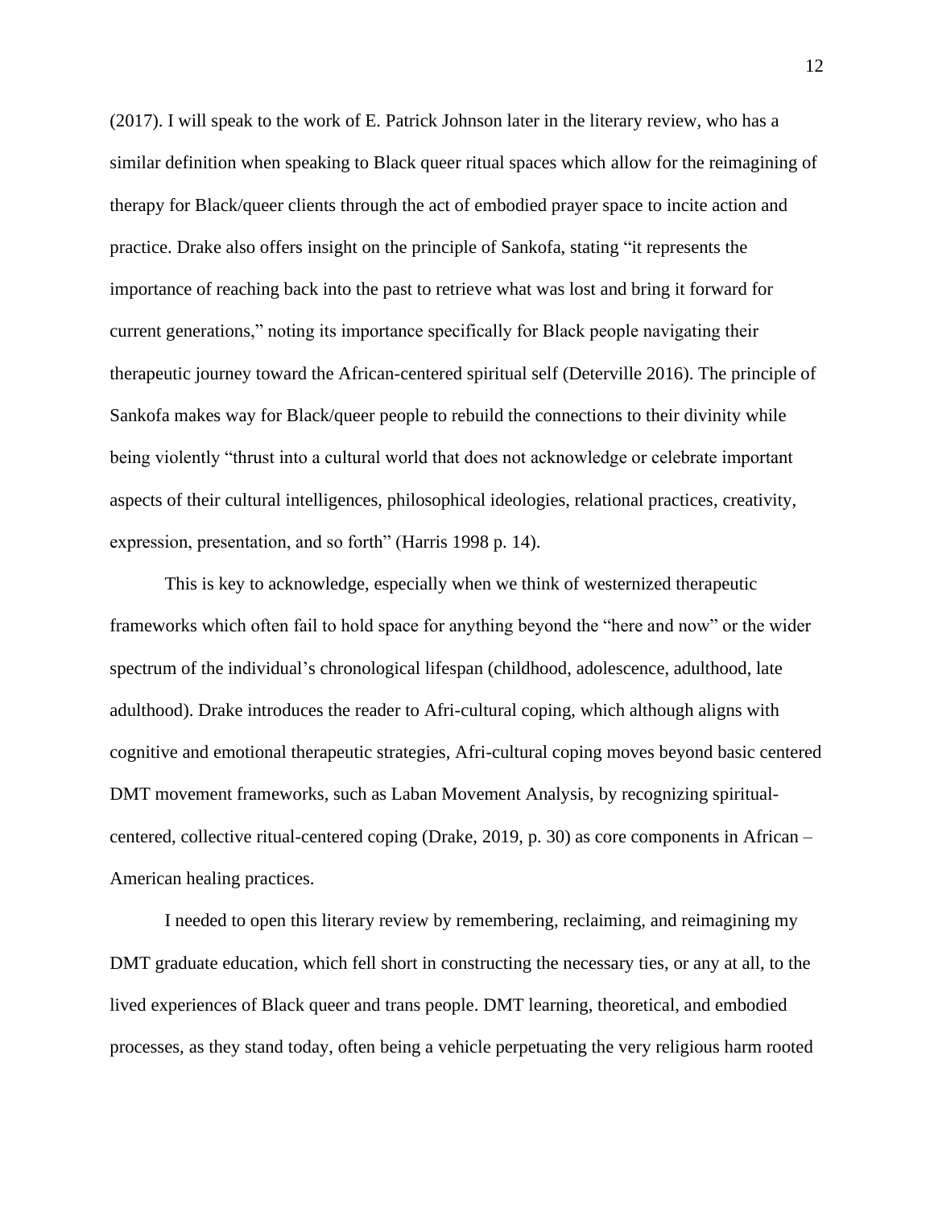(2017). I will speak to the work of E. Patrick Johnson later in the literary review, who has a similar definition when speaking to Black queer ritual spaces which allow for the reimagining of therapy for Black/queer clients through the act of embodied prayer space to incite action and practice. Drake also offers insight on the principle of Sankofa, stating "it represents the importance of reaching back into the past to retrieve what was lost and bring it forward for current generations," noting its importance specifically for Black people navigating their therapeutic journey toward the African-centered spiritual self (Deterville 2016). The principle of Sankofa makes way for Black/queer people to rebuild the connections to their divinity while being violently "thrust into a cultural world that does not acknowledge or celebrate important aspects of their cultural intelligences, philosophical ideologies, relational practices, creativity, expression, presentation, and so forth" (Harris 1998 p. 14).

This is key to acknowledge, especially when we think of westernized therapeutic frameworks which often fail to hold space for anything beyond the "here and now" or the wider spectrum of the individual's chronological lifespan (childhood, adolescence, adulthood, late adulthood). Drake introduces the reader to Afri-cultural coping, which although aligns with cognitive and emotional therapeutic strategies, Afri-cultural coping moves beyond basic centered DMT movement frameworks, such as Laban Movement Analysis, by recognizing spiritual-centered, collective ritual-centered coping (Drake, 2019, p. 30) as core components in African – American healing practices.

I needed to open this literary review by remembering, reclaiming, and reimagining my DMT graduate education, which fell short in constructing the necessary ties, or any at all, to the lived experiences of Black queer and trans people. DMT learning, theoretical, and embodied processes, as they stand today, often being a vehicle perpetuating the very religious harm rooted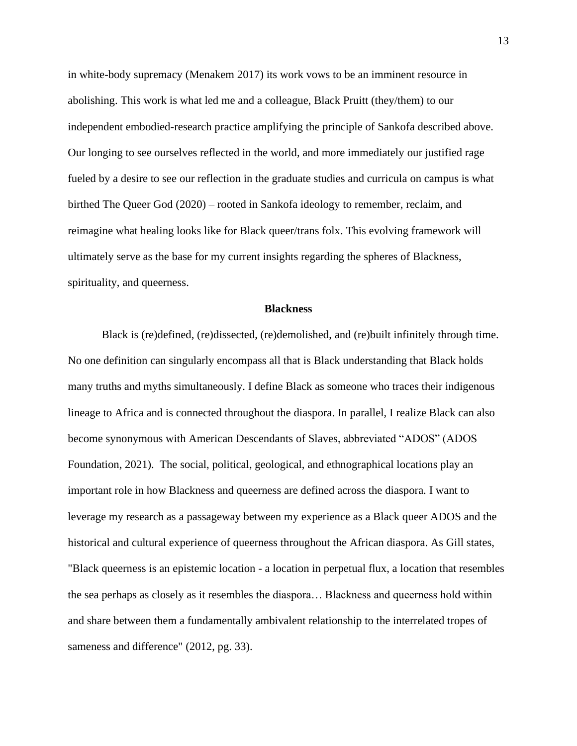in white-body supremacy (Menakem 2017) its work vows to be an imminent resource in abolishing. This work is what led me and a colleague, Black Pruitt (they/them) to our independent embodied-research practice amplifying the principle of Sankofa described above. Our longing to see ourselves reflected in the world, and more immediately our justified rage fueled by a desire to see our reflection in the graduate studies and curricula on campus is what birthed The Queer God (2020) – rooted in Sankofa ideology to remember, reclaim, and reimagine what healing looks like for Black queer/trans folx. This evolving framework will ultimately serve as the base for my current insights regarding the spheres of Blackness, spirituality, and queerness.

## Blackness

Black is (re)defined, (re)dissected, (re)demolished, and (re)built infinitely through time. No one definition can singularly encompass all that is Black understanding that Black holds many truths and myths simultaneously. I define Black as someone who traces their indigenous lineage to Africa and is connected throughout the diaspora. In parallel, I realize Black can also become synonymous with American Descendants of Slaves, abbreviated "ADOS" (ADOS Foundation, 2021). The social, political, geological, and ethnographical locations play an important role in how Blackness and queerness are defined across the diaspora. I want to leverage my research as a passageway between my experience as a Black queer ADOS and the historical and cultural experience of queerness throughout the African diaspora. As Gill states, "Black queerness is an epistemic location - a location in perpetual flux, a location that resembles the sea perhaps as closely as it resembles the diaspora… Blackness and queerness hold within and share between them a fundamentally ambivalent relationship to the interrelated tropes of sameness and difference" (2012, pg. 33).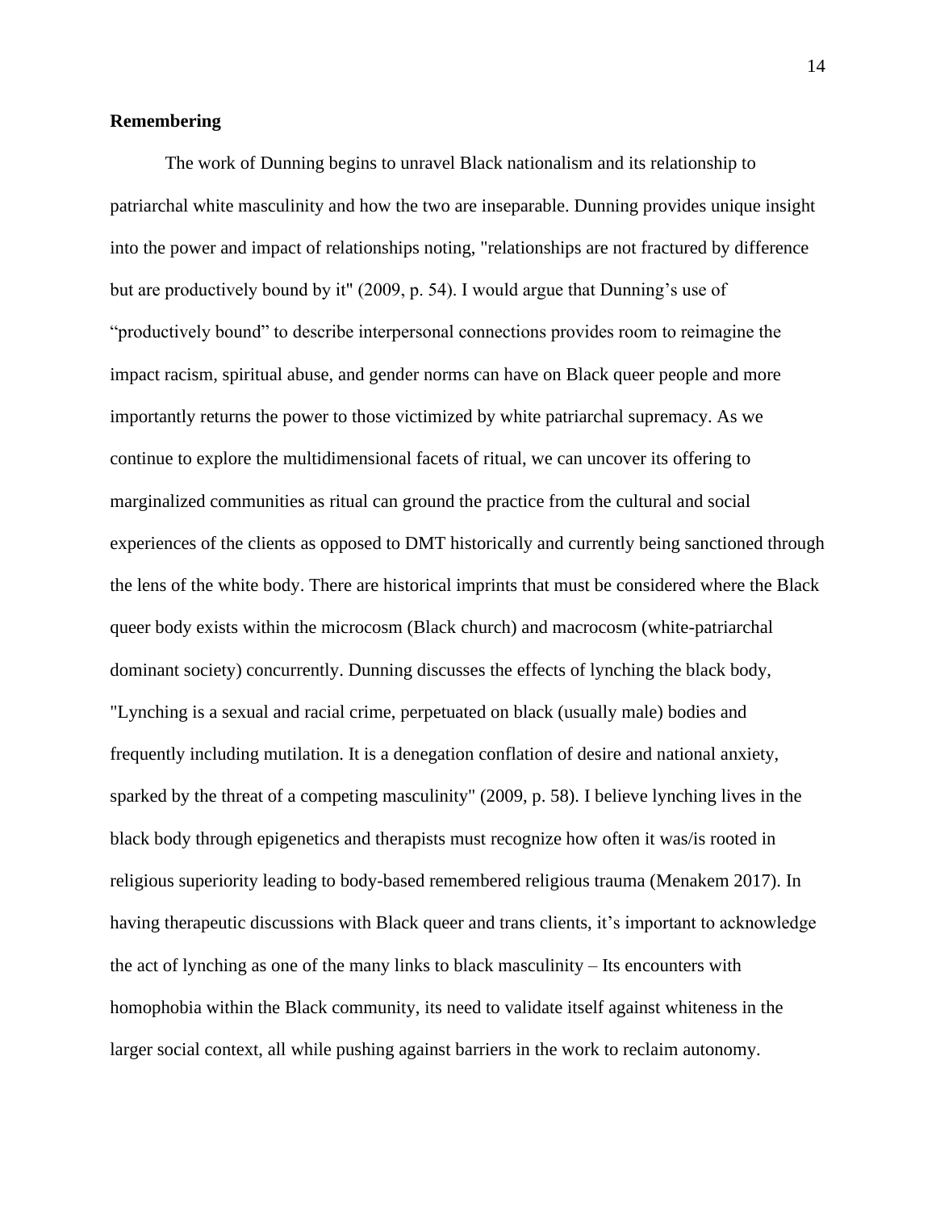**Remembering**

The work of Dunning begins to unravel Black nationalism and its relationship to patriarchal white masculinity and how the two are inseparable. Dunning provides unique insight into the power and impact of relationships noting, "relationships are not fractured by difference but are productively bound by it" (2009, p. 54). I would argue that Dunning's use of "productively bound" to describe interpersonal connections provides room to reimagine the impact racism, spiritual abuse, and gender norms can have on Black queer people and more importantly returns the power to those victimized by white patriarchal supremacy. As we continue to explore the multidimensional facets of ritual, we can uncover its offering to marginalized communities as ritual can ground the practice from the cultural and social experiences of the clients as opposed to DMT historically and currently being sanctioned through the lens of the white body. There are historical imprints that must be considered where the Black queer body exists within the microcosm (Black church) and macrocosm (white-patriarchal dominant society) concurrently. Dunning discusses the effects of lynching the black body, "Lynching is a sexual and racial crime, perpetuated on black (usually male) bodies and frequently including mutilation. It is a denegation conflation of desire and national anxiety, sparked by the threat of a competing masculinity" (2009, p. 58). I believe lynching lives in the black body through epigenetics and therapists must recognize how often it was/is rooted in religious superiority leading to body-based remembered religious trauma (Menakem 2017). In having therapeutic discussions with Black queer and trans clients, it's important to acknowledge the act of lynching as one of the many links to black masculinity – Its encounters with homophobia within the Black community, its need to validate itself against whiteness in the larger social context, all while pushing against barriers in the work to reclaim autonomy.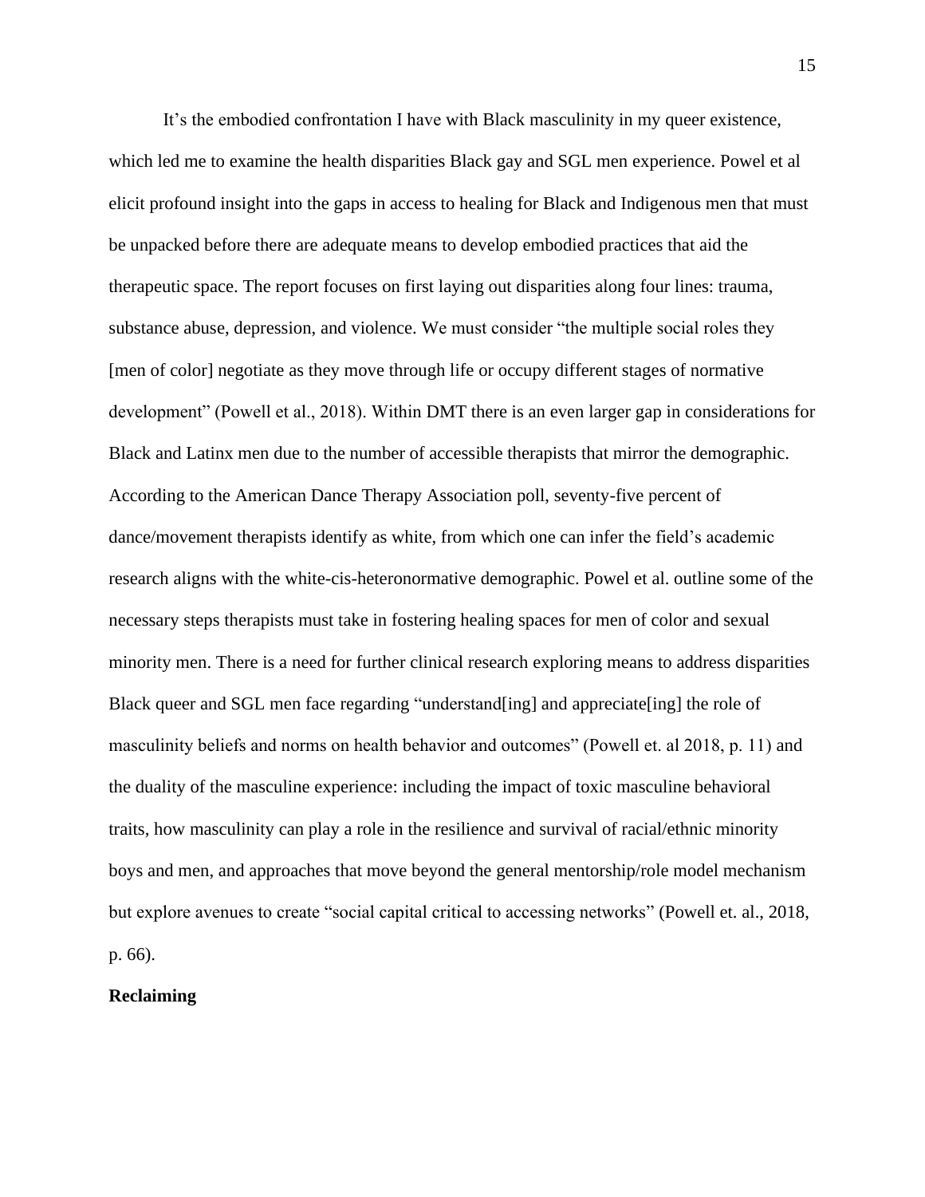It's the embodied confrontation I have with Black masculinity in my queer existence, which led me to examine the health disparities Black gay and SGL men experience. Powel et al elicit profound insight into the gaps in access to healing for Black and Indigenous men that must be unpacked before there are adequate means to develop embodied practices that aid the therapeutic space. The report focuses on first laying out disparities along four lines: trauma, substance abuse, depression, and violence. We must consider "the multiple social roles they [men of color] negotiate as they move through life or occupy different stages of normative development" (Powell et al., 2018). Within DMT there is an even larger gap in considerations for Black and Latinx men due to the number of accessible therapists that mirror the demographic. According to the American Dance Therapy Association poll, seventy-five percent of dance/movement therapists identify as white, from which one can infer the field's academic research aligns with the white-cis-heteronormative demographic. Powel et al. outline some of the necessary steps therapists must take in fostering healing spaces for men of color and sexual minority men. There is a need for further clinical research exploring means to address disparities Black queer and SGL men face regarding "understand[ing] and appreciate[ing] the role of masculinity beliefs and norms on health behavior and outcomes" (Powell et. al 2018, p. 11) and the duality of the masculine experience: including the impact of toxic masculine behavioral traits, how masculinity can play a role in the resilience and survival of racial/ethnic minority boys and men, and approaches that move beyond the general mentorship/role model mechanism but explore avenues to create "social capital critical to accessing networks" (Powell et. al., 2018, p. 66).

**Reclaiming**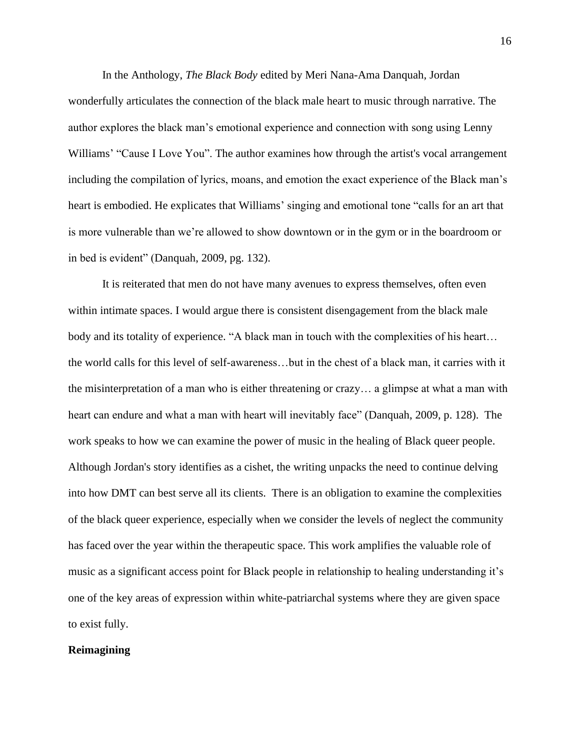In the Anthology, *The Black Body* edited by Meri Nana-Ama Danquah, Jordan wonderfully articulates the connection of the black male heart to music through narrative. The author explores the black man's emotional experience and connection with song using Lenny Williams' "Cause I Love You". The author examines how through the artist's vocal arrangement including the compilation of lyrics, moans, and emotion the exact experience of the Black man's heart is embodied. He explicates that Williams' singing and emotional tone "calls for an art that is more vulnerable than we're allowed to show downtown or in the gym or in the boardroom or in bed is evident" (Danquah, 2009, pg. 132).

It is reiterated that men do not have many avenues to express themselves, often even within intimate spaces. I would argue there is consistent disengagement from the black male body and its totality of experience. "A black man in touch with the complexities of his heart… the world calls for this level of self-awareness…but in the chest of a black man, it carries with it the misinterpretation of a man who is either threatening or crazy… a glimpse at what a man with heart can endure and what a man with heart will inevitably face" (Danquah, 2009, p. 128). The work speaks to how we can examine the power of music in the healing of Black queer people. Although Jordan's story identifies as a cishet, the writing unpacks the need to continue delving into how DMT can best serve all its clients. There is an obligation to examine the complexities of the black queer experience, especially when we consider the levels of neglect the community has faced over the year within the therapeutic space. This work amplifies the valuable role of music as a significant access point for Black people in relationship to healing understanding it's one of the key areas of expression within white-patriarchal systems where they are given space to exist fully.

**Reimagining**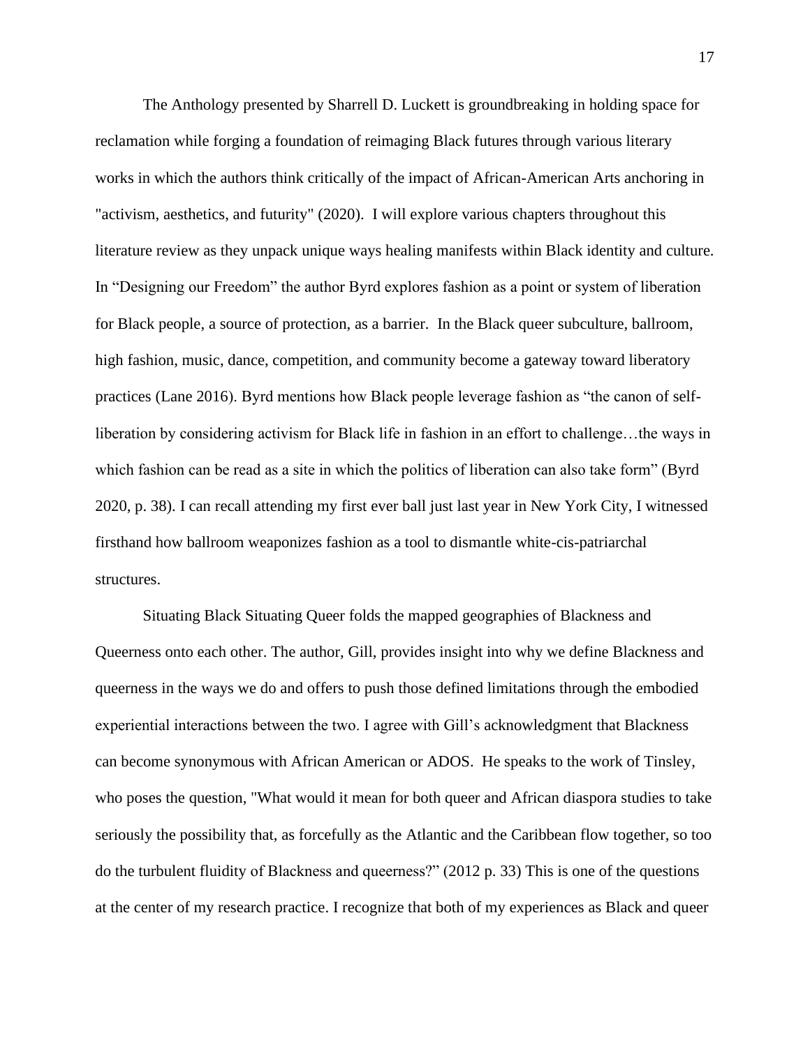The Anthology presented by Sharrell D. Luckett is groundbreaking in holding space for reclamation while forging a foundation of reimaging Black futures through various literary works in which the authors think critically of the impact of African-American Arts anchoring in "activism, aesthetics, and futurity" (2020). I will explore various chapters throughout this literature review as they unpack unique ways healing manifests within Black identity and culture. In “Designing our Freedom” the author Byrd explores fashion as a point or system of liberation for Black people, a source of protection, as a barrier. In the Black queer subculture, ballroom, high fashion, music, dance, competition, and community become a gateway toward liberatory practices (Lane 2016). Byrd mentions how Black people leverage fashion as “the canon of self-liberation by considering activism for Black life in fashion in an effort to challenge…the ways in which fashion can be read as a site in which the politics of liberation can also take form” (Byrd 2020, p. 38). I can recall attending my first ever ball just last year in New York City, I witnessed firsthand how ballroom weaponizes fashion as a tool to dismantle white-cis-patriarchal structures.

Situating Black Situating Queer folds the mapped geographies of Blackness and Queerness onto each other. The author, Gill, provides insight into why we define Blackness and queerness in the ways we do and offers to push those defined limitations through the embodied experiential interactions between the two. I agree with Gill’s acknowledgment that Blackness can become synonymous with African American or ADOS. He speaks to the work of Tinsley, who poses the question, "What would it mean for both queer and African diaspora studies to take seriously the possibility that, as forcefully as the Atlantic and the Caribbean flow together, so too do the turbulent fluidity of Blackness and queerness?” (2012 p. 33) This is one of the questions at the center of my research practice. I recognize that both of my experiences as Black and queer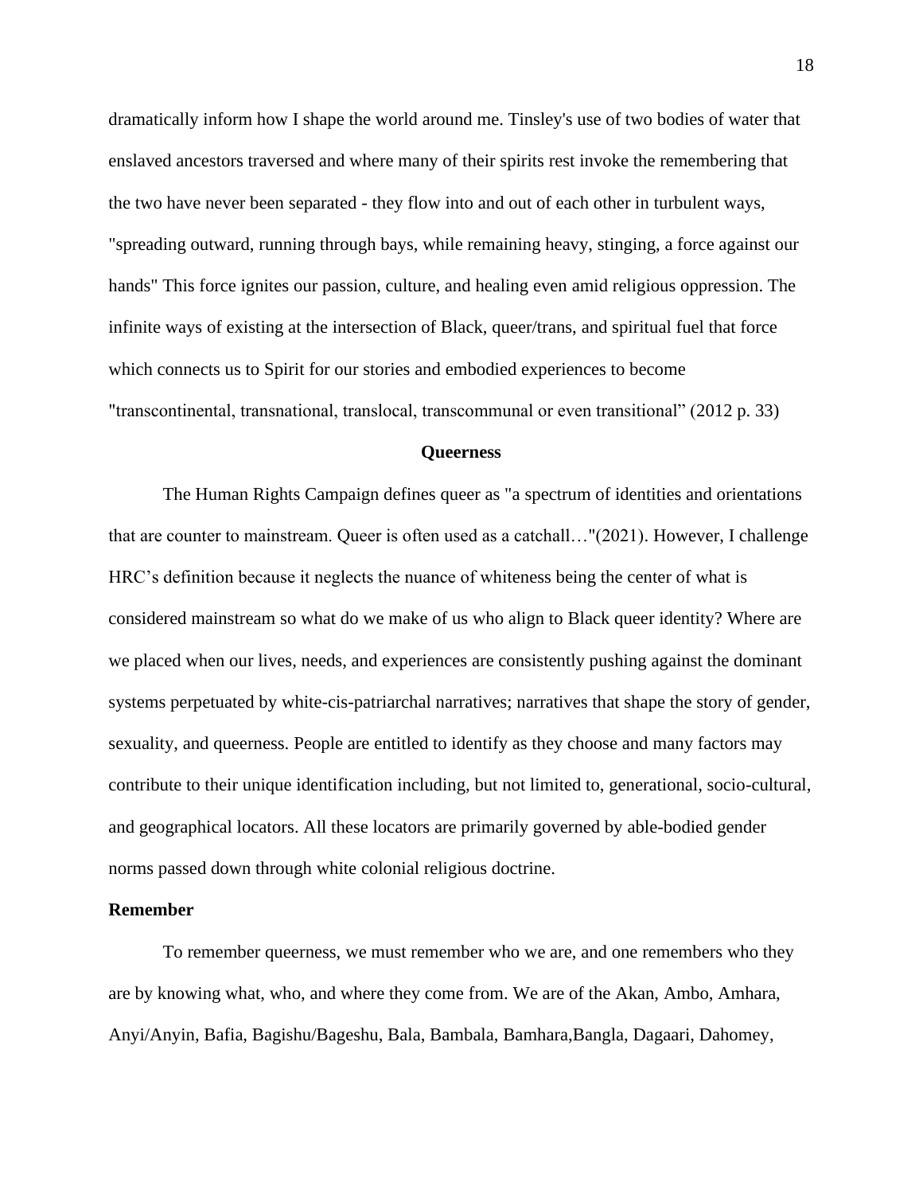dramatically inform how I shape the world around me. Tinsley's use of two bodies of water that enslaved ancestors traversed and where many of their spirits rest invoke the remembering that the two have never been separated - they flow into and out of each other in turbulent ways, "spreading outward, running through bays, while remaining heavy, stinging, a force against our hands" This force ignites our passion, culture, and healing even amid religious oppression. The infinite ways of existing at the intersection of Black, queer/trans, and spiritual fuel that force which connects us to Spirit for our stories and embodied experiences to become "transcontinental, transnational, translocal, transcommunal or even transitional" (2012 p. 33)

## Queerness

The Human Rights Campaign defines queer as "a spectrum of identities and orientations that are counter to mainstream. Queer is often used as a catchall…"(2021). However, I challenge HRC's definition because it neglects the nuance of whiteness being the center of what is considered mainstream so what do we make of us who align to Black queer identity? Where are we placed when our lives, needs, and experiences are consistently pushing against the dominant systems perpetuated by white-cis-patriarchal narratives; narratives that shape the story of gender, sexuality, and queerness. People are entitled to identify as they choose and many factors may contribute to their unique identification including, but not limited to, generational, socio-cultural, and geographical locators. All these locators are primarily governed by able-bodied gender norms passed down through white colonial religious doctrine.

### Remember

To remember queerness, we must remember who we are, and one remembers who they are by knowing what, who, and where they come from. We are of the Akan, Ambo, Amhara, Anyi/Anyin, Bafia, Bagishu/Bageshu, Bala, Bambala, Bamhara,Bangla, Dagaari, Dahomey,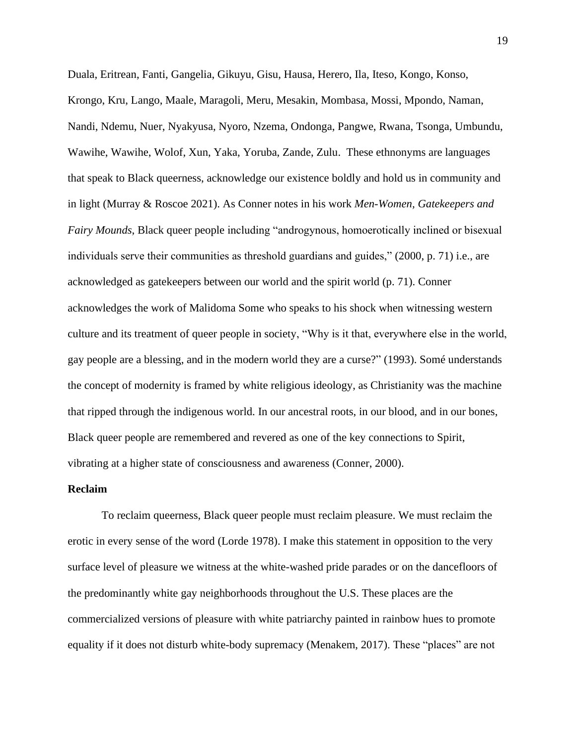Duala, Eritrean, Fanti, Gangelia, Gikuyu, Gisu, Hausa, Herero, Ila, Iteso, Kongo, Konso, Krongo, Kru, Lango, Maale, Maragoli, Meru, Mesakin, Mombasa, Mossi, Mpondo, Naman, Nandi, Ndemu, Nuer, Nyakyusa, Nyoro, Nzema, Ondonga, Pangwe, Rwana, Tsonga, Umbundu, Wawihe, Wawihe, Wolof, Xun, Yaka, Yoruba, Zande, Zulu. These ethnonyms are languages that speak to Black queerness, acknowledge our existence boldly and hold us in community and in light (Murray & Roscoe 2021). As Conner notes in his work *Men-Women, Gatekeepers and Fairy Mounds*, Black queer people including "androgynous, homoerotically inclined or bisexual individuals serve their communities as threshold guardians and guides," (2000, p. 71) i.e., are acknowledged as gatekeepers between our world and the spirit world (p. 71). Conner acknowledges the work of Malidoma Some who speaks to his shock when witnessing western culture and its treatment of queer people in society, "Why is it that, everywhere else in the world, gay people are a blessing, and in the modern world they are a curse?" (1993). Somé understands the concept of modernity is framed by white religious ideology, as Christianity was the machine that ripped through the indigenous world. In our ancestral roots, in our blood, and in our bones, Black queer people are remembered and revered as one of the key connections to Spirit, vibrating at a higher state of consciousness and awareness (Conner, 2000).

**Reclaim**

To reclaim queerness, Black queer people must reclaim pleasure. We must reclaim the erotic in every sense of the word (Lorde 1978). I make this statement in opposition to the very surface level of pleasure we witness at the white-washed pride parades or on the dancefloors of the predominantly white gay neighborhoods throughout the U.S. These places are the commercialized versions of pleasure with white patriarchy painted in rainbow hues to promote equality if it does not disturb white-body supremacy (Menakem, 2017). These "places" are not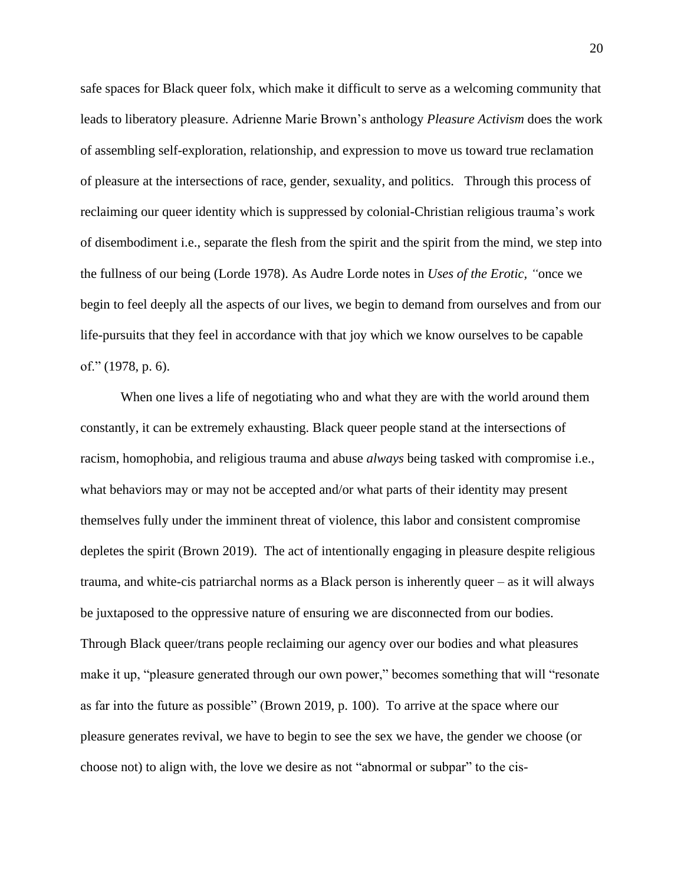safe spaces for Black queer folx, which make it difficult to serve as a welcoming community that leads to liberatory pleasure. Adrienne Marie Brown's anthology *Pleasure Activism* does the work of assembling self-exploration, relationship, and expression to move us toward true reclamation of pleasure at the intersections of race, gender, sexuality, and politics. Through this process of reclaiming our queer identity which is suppressed by colonial-Christian religious trauma's work of disembodiment i.e., separate the flesh from the spirit and the spirit from the mind, we step into the fullness of our being (Lorde 1978). As Audre Lorde notes in *Uses of the Erotic*, "once we begin to feel deeply all the aspects of our lives, we begin to demand from ourselves and from our life-pursuits that they feel in accordance with that joy which we know ourselves to be capable of." (1978, p. 6).

When one lives a life of negotiating who and what they are with the world around them constantly, it can be extremely exhausting. Black queer people stand at the intersections of racism, homophobia, and religious trauma and abuse *always* being tasked with compromise i.e., what behaviors may or may not be accepted and/or what parts of their identity may present themselves fully under the imminent threat of violence, this labor and consistent compromise depletes the spirit (Brown 2019). The act of intentionally engaging in pleasure despite religious trauma, and white-cis patriarchal norms as a Black person is inherently queer – as it will always be juxtaposed to the oppressive nature of ensuring we are disconnected from our bodies. Through Black queer/trans people reclaiming our agency over our bodies and what pleasures make it up, "pleasure generated through our own power," becomes something that will "resonate as far into the future as possible" (Brown 2019, p. 100). To arrive at the space where our pleasure generates revival, we have to begin to see the sex we have, the gender we choose (or choose not) to align with, the love we desire as not "abnormal or subpar" to the cis-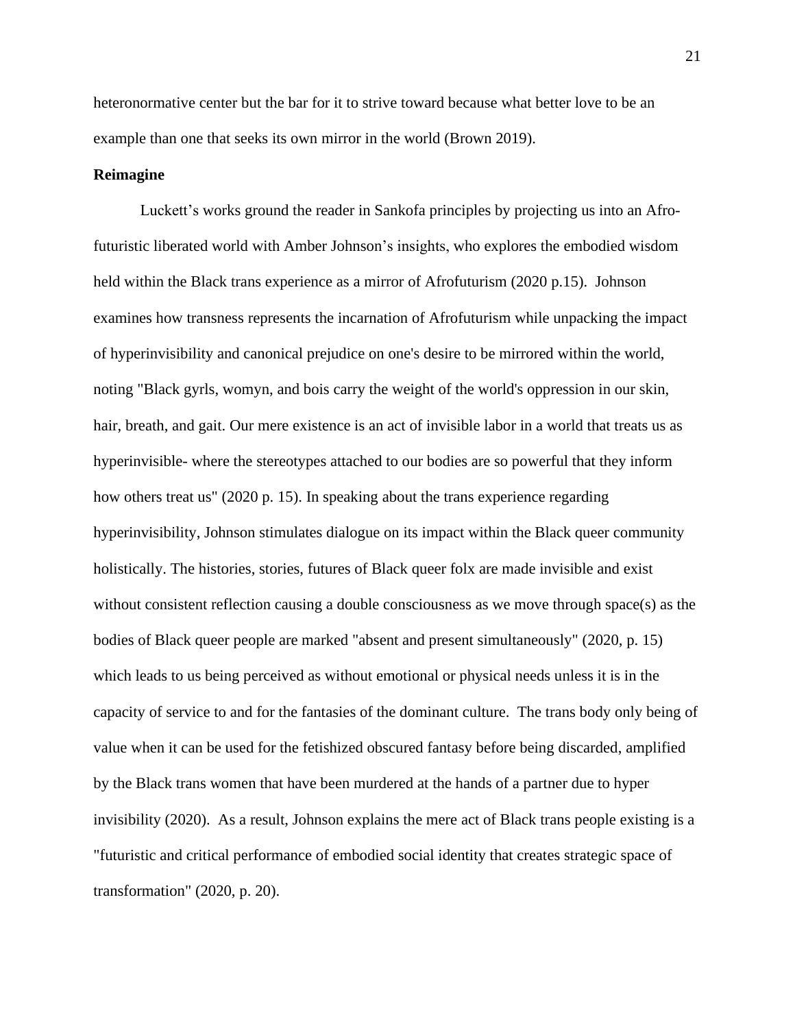heteronormative center but the bar for it to strive toward because what better love to be an example than one that seeks its own mirror in the world (Brown 2019).

**Reimagine**

Luckett's works ground the reader in Sankofa principles by projecting us into an Afro-futuristic liberated world with Amber Johnson's insights, who explores the embodied wisdom held within the Black trans experience as a mirror of Afrofuturism (2020 p.15). Johnson examines how transness represents the incarnation of Afrofuturism while unpacking the impact of hyperinvisibility and canonical prejudice on one's desire to be mirrored within the world, noting "Black gyrls, womyn, and bois carry the weight of the world's oppression in our skin, hair, breath, and gait. Our mere existence is an act of invisible labor in a world that treats us as hyperinvisible- where the stereotypes attached to our bodies are so powerful that they inform how others treat us" (2020 p. 15). In speaking about the trans experience regarding hyperinvisibility, Johnson stimulates dialogue on its impact within the Black queer community holistically. The histories, stories, futures of Black queer folx are made invisible and exist without consistent reflection causing a double consciousness as we move through space(s) as the bodies of Black queer people are marked "absent and present simultaneously" (2020, p. 15) which leads to us being perceived as without emotional or physical needs unless it is in the capacity of service to and for the fantasies of the dominant culture. The trans body only being of value when it can be used for the fetishized obscured fantasy before being discarded, amplified by the Black trans women that have been murdered at the hands of a partner due to hyper invisibility (2020). As a result, Johnson explains the mere act of Black trans people existing is a "futuristic and critical performance of embodied social identity that creates strategic space of transformation" (2020, p. 20).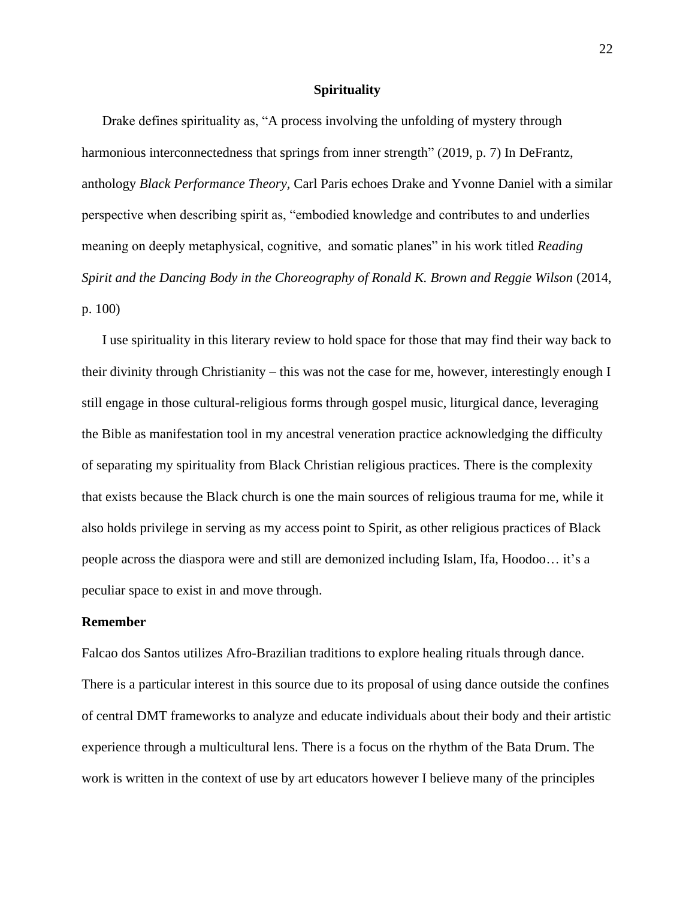## Spirituality

Drake defines spirituality as, "A process involving the unfolding of mystery through harmonious interconnectedness that springs from inner strength" (2019, p. 7) In DeFrantz, anthology *Black Performance Theory,* Carl Paris echoes Drake and Yvonne Daniel with a similar perspective when describing spirit as, "embodied knowledge and contributes to and underlies meaning on deeply metaphysical, cognitive, and somatic planes" in his work titled *Reading Spirit and the Dancing Body in the Choreography of Ronald K. Brown and Reggie Wilson* (2014, p. 100)

I use spirituality in this literary review to hold space for those that may find their way back to their divinity through Christianity – this was not the case for me, however, interestingly enough I still engage in those cultural-religious forms through gospel music, liturgical dance, leveraging the Bible as manifestation tool in my ancestral veneration practice acknowledging the difficulty of separating my spirituality from Black Christian religious practices. There is the complexity that exists because the Black church is one the main sources of religious trauma for me, while it also holds privilege in serving as my access point to Spirit, as other religious practices of Black people across the diaspora were and still are demonized including Islam, Ifa, Hoodoo… it's a peculiar space to exist in and move through.

### Remember

Falcao dos Santos utilizes Afro-Brazilian traditions to explore healing rituals through dance. There is a particular interest in this source due to its proposal of using dance outside the confines of central DMT frameworks to analyze and educate individuals about their body and their artistic experience through a multicultural lens. There is a focus on the rhythm of the Bata Drum. The work is written in the context of use by art educators however I believe many of the principles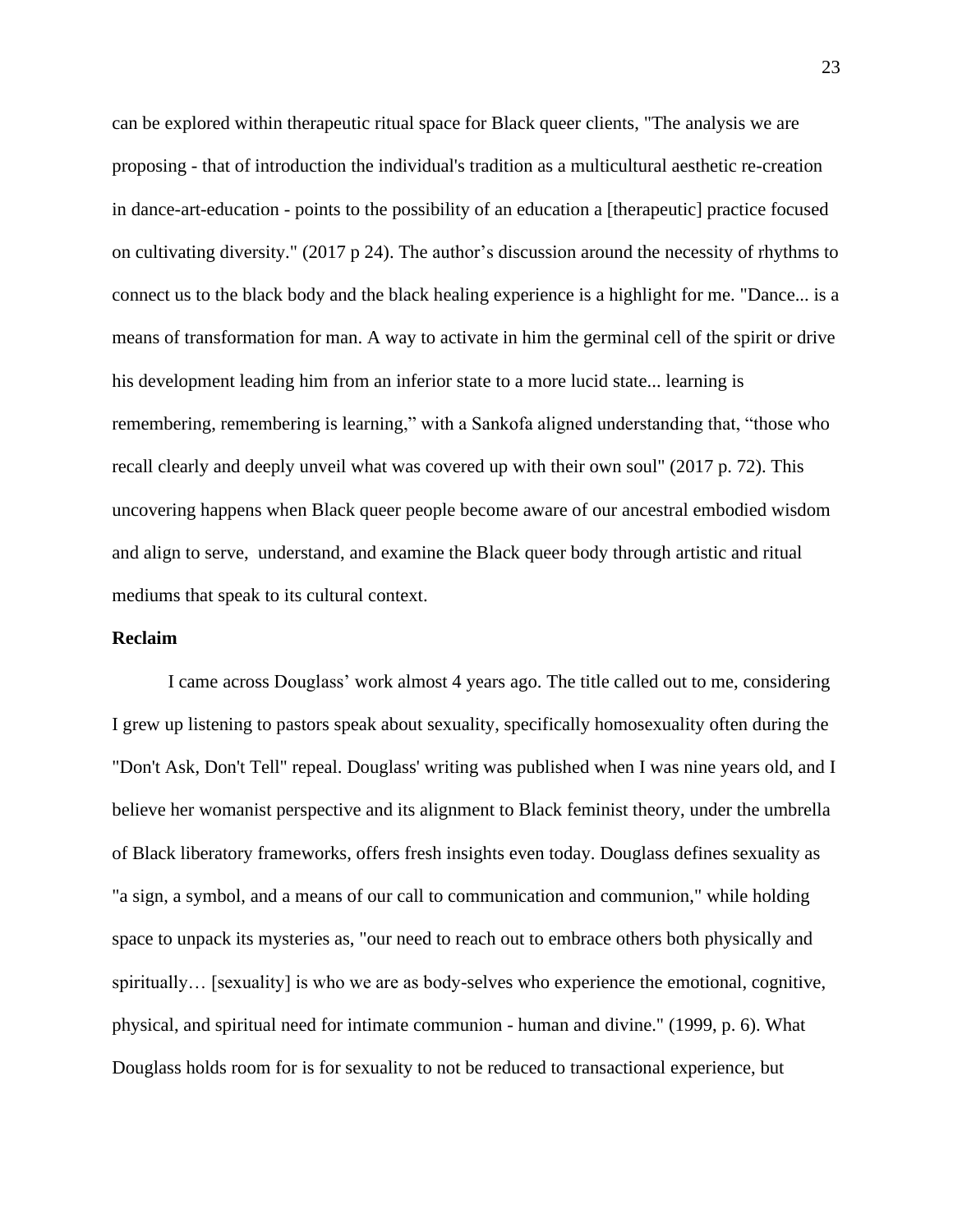can be explored within therapeutic ritual space for Black queer clients, "The analysis we are proposing - that of introduction the individual's tradition as a multicultural aesthetic re-creation in dance-art-education - points to the possibility of an education a [therapeutic] practice focused on cultivating diversity." (2017 p 24). The author's discussion around the necessity of rhythms to connect us to the black body and the black healing experience is a highlight for me. "Dance... is a means of transformation for man. A way to activate in him the germinal cell of the spirit or drive his development leading him from an inferior state to a more lucid state... learning is remembering, remembering is learning," with a Sankofa aligned understanding that, "those who recall clearly and deeply unveil what was covered up with their own soul" (2017 p. 72). This uncovering happens when Black queer people become aware of our ancestral embodied wisdom and align to serve, understand, and examine the Black queer body through artistic and ritual mediums that speak to its cultural context.

**Reclaim**

I came across Douglass' work almost 4 years ago. The title called out to me, considering I grew up listening to pastors speak about sexuality, specifically homosexuality often during the "Don't Ask, Don't Tell" repeal. Douglass' writing was published when I was nine years old, and I believe her womanist perspective and its alignment to Black feminist theory, under the umbrella of Black liberatory frameworks, offers fresh insights even today. Douglass defines sexuality as "a sign, a symbol, and a means of our call to communication and communion," while holding space to unpack its mysteries as, "our need to reach out to embrace others both physically and spiritually… [sexuality] is who we are as body-selves who experience the emotional, cognitive, physical, and spiritual need for intimate communion - human and divine." (1999, p. 6). What Douglass holds room for is for sexuality to not be reduced to transactional experience, but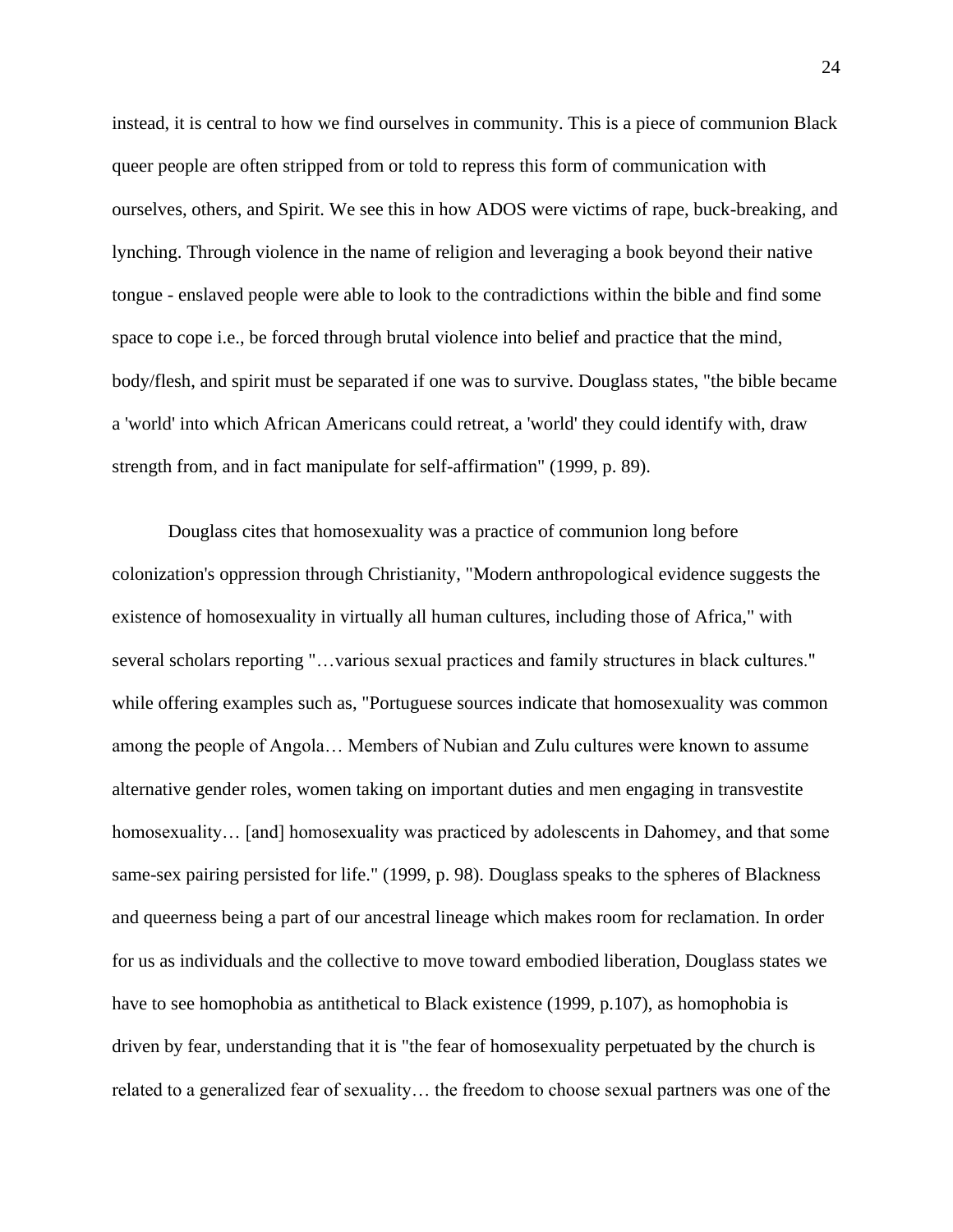instead, it is central to how we find ourselves in community. This is a piece of communion Black queer people are often stripped from or told to repress this form of communication with ourselves, others, and Spirit. We see this in how ADOS were victims of rape, buck-breaking, and lynching. Through violence in the name of religion and leveraging a book beyond their native tongue - enslaved people were able to look to the contradictions within the bible and find some space to cope i.e., be forced through brutal violence into belief and practice that the mind, body/flesh, and spirit must be separated if one was to survive. Douglass states, "the bible became a 'world' into which African Americans could retreat, a 'world' they could identify with, draw strength from, and in fact manipulate for self-affirmation" (1999, p. 89).

Douglass cites that homosexuality was a practice of communion long before colonization's oppression through Christianity, "Modern anthropological evidence suggests the existence of homosexuality in virtually all human cultures, including those of Africa," with several scholars reporting "…various sexual practices and family structures in black cultures." while offering examples such as, "Portuguese sources indicate that homosexuality was common among the people of Angola… Members of Nubian and Zulu cultures were known to assume alternative gender roles, women taking on important duties and men engaging in transvestite homosexuality… [and] homosexuality was practiced by adolescents in Dahomey, and that some same-sex pairing persisted for life." (1999, p. 98). Douglass speaks to the spheres of Blackness and queerness being a part of our ancestral lineage which makes room for reclamation. In order for us as individuals and the collective to move toward embodied liberation, Douglass states we have to see homophobia as antithetical to Black existence (1999, p.107), as homophobia is driven by fear, understanding that it is "the fear of homosexuality perpetuated by the church is related to a generalized fear of sexuality… the freedom to choose sexual partners was one of the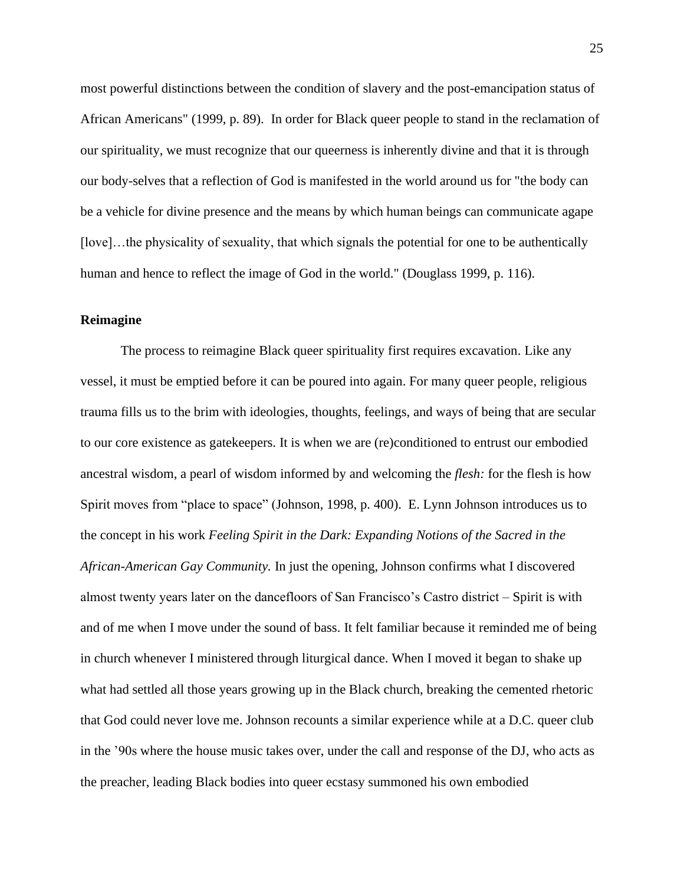most powerful distinctions between the condition of slavery and the post-emancipation status of African Americans" (1999, p. 89). In order for Black queer people to stand in the reclamation of our spirituality, we must recognize that our queerness is inherently divine and that it is through our body-selves that a reflection of God is manifested in the world around us for "the body can be a vehicle for divine presence and the means by which human beings can communicate agape [love]…the physicality of sexuality, that which signals the potential for one to be authentically human and hence to reflect the image of God in the world." (Douglass 1999, p. 116).

### Reimagine

The process to reimagine Black queer spirituality first requires excavation. Like any vessel, it must be emptied before it can be poured into again. For many queer people, religious trauma fills us to the brim with ideologies, thoughts, feelings, and ways of being that are secular to our core existence as gatekeepers. It is when we are (re)conditioned to entrust our embodied ancestral wisdom, a pearl of wisdom informed by and welcoming the *flesh:* for the flesh is how Spirit moves from "place to space" (Johnson, 1998, p. 400). E. Lynn Johnson introduces us to the concept in his work *Feeling Spirit in the Dark: Expanding Notions of the Sacred in the African-American Gay Community.* In just the opening, Johnson confirms what I discovered almost twenty years later on the dancefloors of San Francisco's Castro district – Spirit is with and of me when I move under the sound of bass. It felt familiar because it reminded me of being in church whenever I ministered through liturgical dance. When I moved it began to shake up what had settled all those years growing up in the Black church, breaking the cemented rhetoric that God could never love me. Johnson recounts a similar experience while at a D.C. queer club in the '90s where the house music takes over, under the call and response of the DJ, who acts as the preacher, leading Black bodies into queer ecstasy summoned his own embodied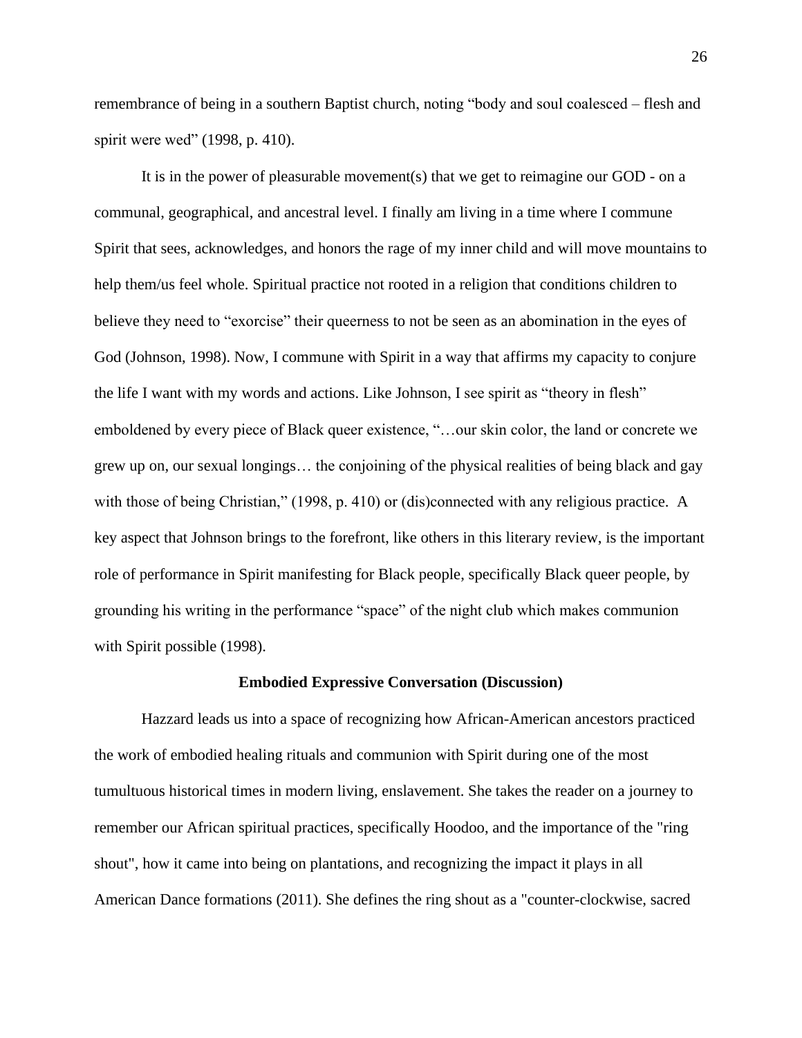remembrance of being in a southern Baptist church, noting "body and soul coalesced – flesh and spirit were wed" (1998, p. 410).

It is in the power of pleasurable movement(s) that we get to reimagine our GOD - on a communal, geographical, and ancestral level. I finally am living in a time where I commune Spirit that sees, acknowledges, and honors the rage of my inner child and will move mountains to help them/us feel whole. Spiritual practice not rooted in a religion that conditions children to believe they need to "exorcise" their queerness to not be seen as an abomination in the eyes of God (Johnson, 1998). Now, I commune with Spirit in a way that affirms my capacity to conjure the life I want with my words and actions. Like Johnson, I see spirit as "theory in flesh" emboldened by every piece of Black queer existence, "…our skin color, the land or concrete we grew up on, our sexual longings… the conjoining of the physical realities of being black and gay with those of being Christian," (1998, p. 410) or (dis)connected with any religious practice. A key aspect that Johnson brings to the forefront, like others in this literary review, is the important role of performance in Spirit manifesting for Black people, specifically Black queer people, by grounding his writing in the performance "space" of the night club which makes communion with Spirit possible (1998).

### Embodied Expressive Conversation (Discussion)

Hazzard leads us into a space of recognizing how African-American ancestors practiced the work of embodied healing rituals and communion with Spirit during one of the most tumultuous historical times in modern living, enslavement. She takes the reader on a journey to remember our African spiritual practices, specifically Hoodoo, and the importance of the "ring shout", how it came into being on plantations, and recognizing the impact it plays in all American Dance formations (2011). She defines the ring shout as a "counter-clockwise, sacred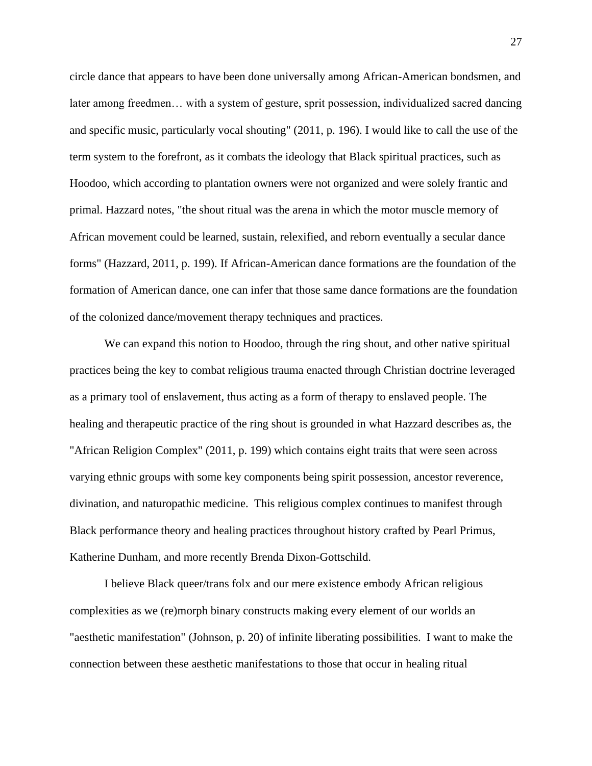circle dance that appears to have been done universally among African-American bondsmen, and later among freedmen… with a system of gesture, sprit possession, individualized sacred dancing and specific music, particularly vocal shouting" (2011, p. 196). I would like to call the use of the term system to the forefront, as it combats the ideology that Black spiritual practices, such as Hoodoo, which according to plantation owners were not organized and were solely frantic and primal. Hazzard notes, "the shout ritual was the arena in which the motor muscle memory of African movement could be learned, sustain, relexified, and reborn eventually a secular dance forms" (Hazzard, 2011, p. 199). If African-American dance formations are the foundation of the formation of American dance, one can infer that those same dance formations are the foundation of the colonized dance/movement therapy techniques and practices.

We can expand this notion to Hoodoo, through the ring shout, and other native spiritual practices being the key to combat religious trauma enacted through Christian doctrine leveraged as a primary tool of enslavement, thus acting as a form of therapy to enslaved people. The healing and therapeutic practice of the ring shout is grounded in what Hazzard describes as, the "African Religion Complex" (2011, p. 199) which contains eight traits that were seen across varying ethnic groups with some key components being spirit possession, ancestor reverence, divination, and naturopathic medicine. This religious complex continues to manifest through Black performance theory and healing practices throughout history crafted by Pearl Primus, Katherine Dunham, and more recently Brenda Dixon-Gottschild.

I believe Black queer/trans folx and our mere existence embody African religious complexities as we (re)morph binary constructs making every element of our worlds an "aesthetic manifestation" (Johnson, p. 20) of infinite liberating possibilities. I want to make the connection between these aesthetic manifestations to those that occur in healing ritual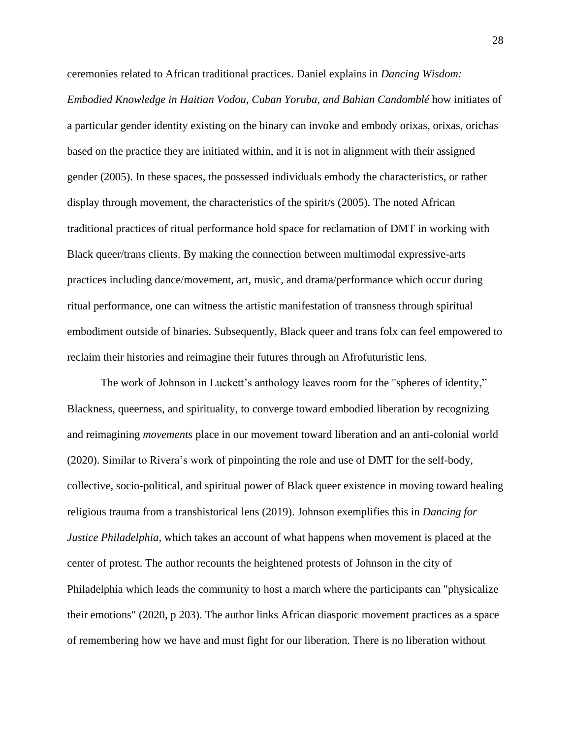ceremonies related to African traditional practices. Daniel explains in *Dancing Wisdom: Embodied Knowledge in Haitian Vodou, Cuban Yoruba, and Bahian Candomblé* how initiates of a particular gender identity existing on the binary can invoke and embody orixas, orixas, orichas based on the practice they are initiated within, and it is not in alignment with their assigned gender (2005). In these spaces, the possessed individuals embody the characteristics, or rather display through movement, the characteristics of the spirit/s (2005). The noted African traditional practices of ritual performance hold space for reclamation of DMT in working with Black queer/trans clients. By making the connection between multimodal expressive-arts practices including dance/movement, art, music, and drama/performance which occur during ritual performance, one can witness the artistic manifestation of transness through spiritual embodiment outside of binaries. Subsequently, Black queer and trans folx can feel empowered to reclaim their histories and reimagine their futures through an Afrofuturistic lens.

The work of Johnson in Luckett's anthology leaves room for the "spheres of identity," Blackness, queerness, and spirituality, to converge toward embodied liberation by recognizing and reimagining *movements* place in our movement toward liberation and an anti-colonial world (2020). Similar to Rivera's work of pinpointing the role and use of DMT for the self-body, collective, socio-political, and spiritual power of Black queer existence in moving toward healing religious trauma from a transhistorical lens (2019). Johnson exemplifies this in *Dancing for Justice Philadelphia*, which takes an account of what happens when movement is placed at the center of protest. The author recounts the heightened protests of Johnson in the city of Philadelphia which leads the community to host a march where the participants can "physicalize their emotions" (2020, p 203). The author links African diasporic movement practices as a space of remembering how we have and must fight for our liberation. There is no liberation without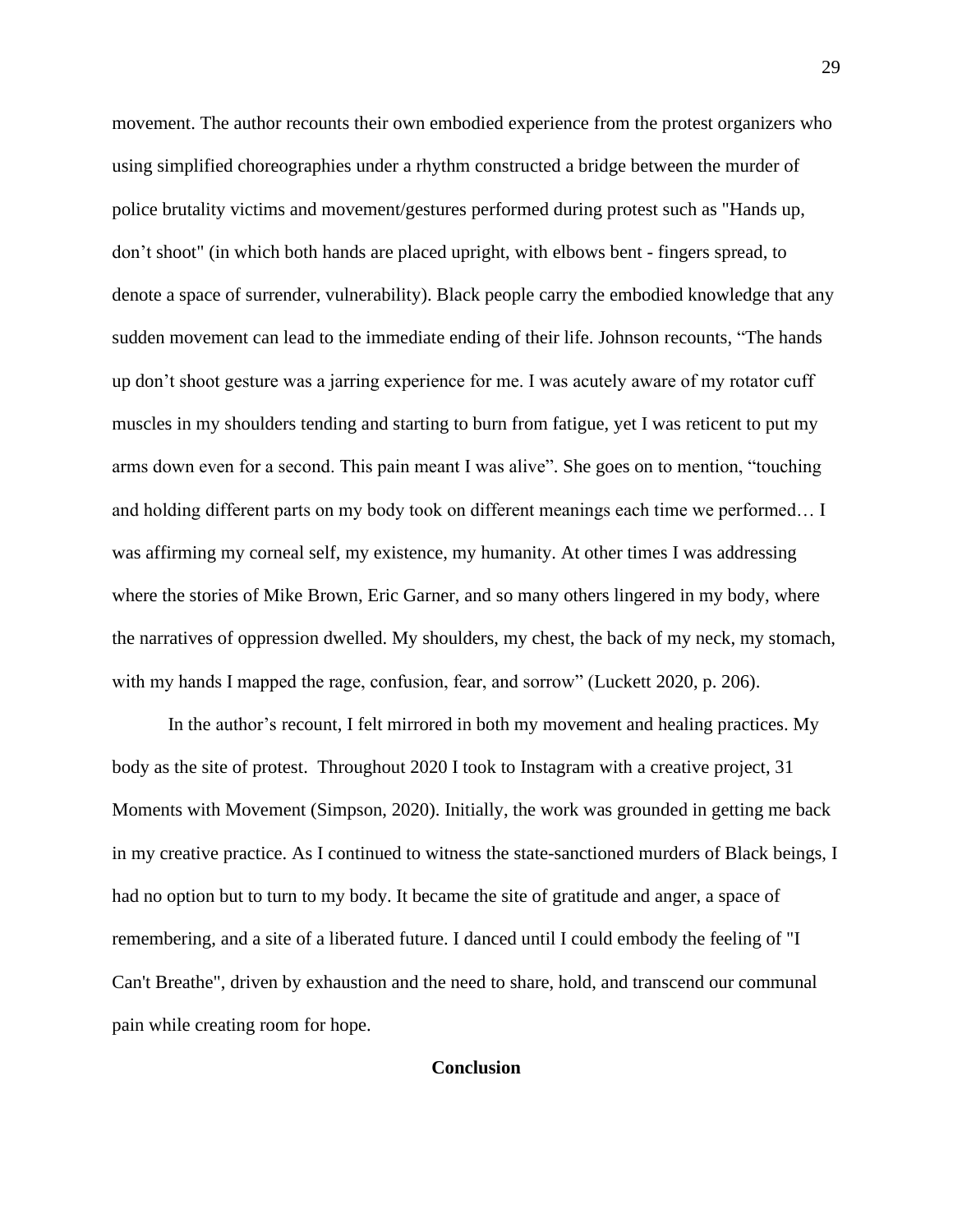movement. The author recounts their own embodied experience from the protest organizers who using simplified choreographies under a rhythm constructed a bridge between the murder of police brutality victims and movement/gestures performed during protest such as "Hands up, don't shoot" (in which both hands are placed upright, with elbows bent - fingers spread, to denote a space of surrender, vulnerability). Black people carry the embodied knowledge that any sudden movement can lead to the immediate ending of their life. Johnson recounts, "The hands up don't shoot gesture was a jarring experience for me. I was acutely aware of my rotator cuff muscles in my shoulders tending and starting to burn from fatigue, yet I was reticent to put my arms down even for a second. This pain meant I was alive". She goes on to mention, "touching and holding different parts on my body took on different meanings each time we performed… I was affirming my corneal self, my existence, my humanity. At other times I was addressing where the stories of Mike Brown, Eric Garner, and so many others lingered in my body, where the narratives of oppression dwelled. My shoulders, my chest, the back of my neck, my stomach, with my hands I mapped the rage, confusion, fear, and sorrow" (Luckett 2020, p. 206).

In the author's recount, I felt mirrored in both my movement and healing practices. My body as the site of protest. Throughout 2020 I took to Instagram with a creative project, 31 Moments with Movement (Simpson, 2020). Initially, the work was grounded in getting me back in my creative practice. As I continued to witness the state-sanctioned murders of Black beings, I had no option but to turn to my body. It became the site of gratitude and anger, a space of remembering, and a site of a liberated future. I danced until I could embody the feeling of "I Can't Breathe", driven by exhaustion and the need to share, hold, and transcend our communal pain while creating room for hope.

## Conclusion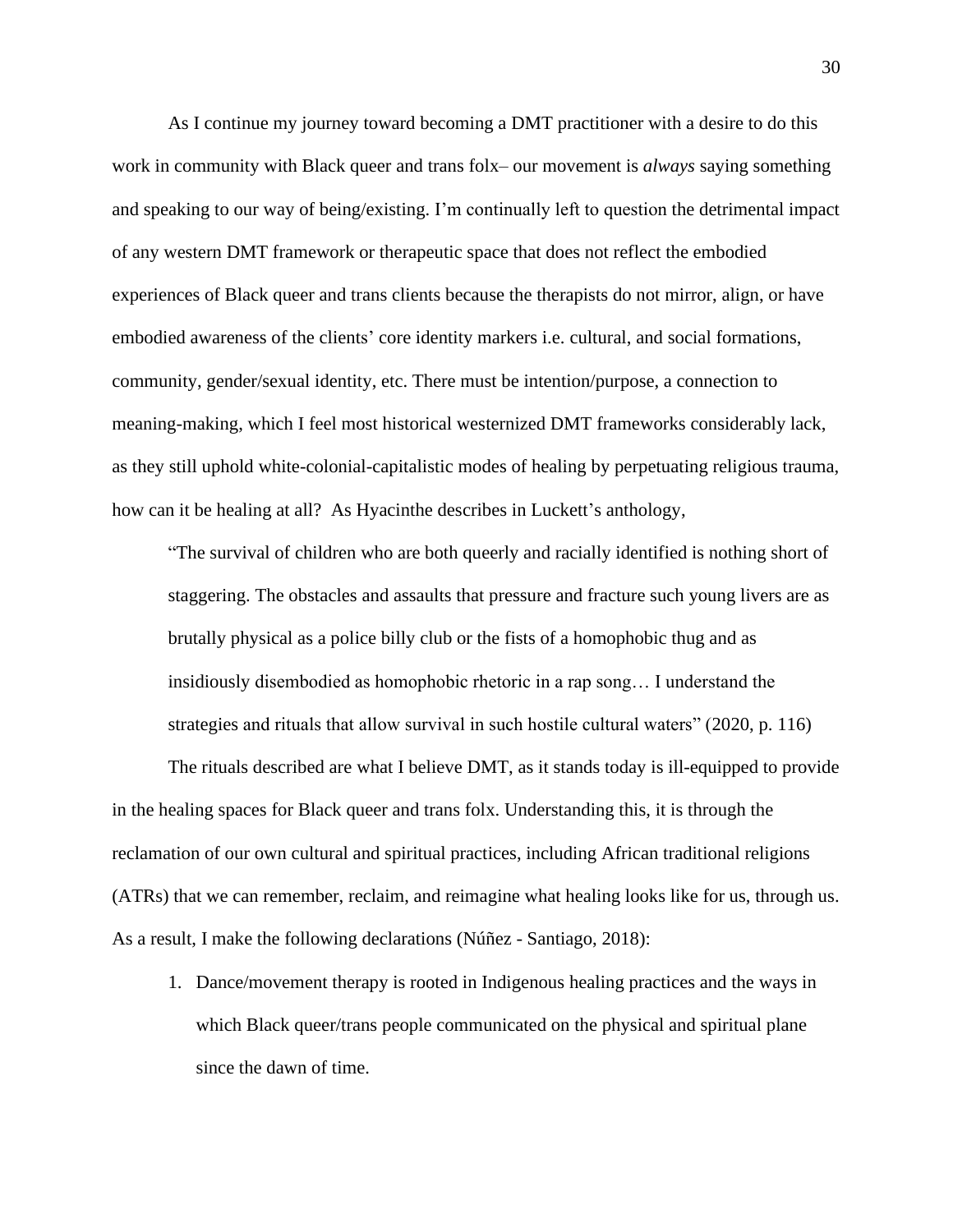As I continue my journey toward becoming a DMT practitioner with a desire to do this work in community with Black queer and trans folx– our movement is *always* saying something and speaking to our way of being/existing. I'm continually left to question the detrimental impact of any western DMT framework or therapeutic space that does not reflect the embodied experiences of Black queer and trans clients because the therapists do not mirror, align, or have embodied awareness of the clients' core identity markers i.e. cultural, and social formations, community, gender/sexual identity, etc. There must be intention/purpose, a connection to meaning-making, which I feel most historical westernized DMT frameworks considerably lack, as they still uphold white-colonial-capitalistic modes of healing by perpetuating religious trauma, how can it be healing at all? As Hyacinthe describes in Luckett's anthology,

> "The survival of children who are both queerly and racially identified is nothing short of staggering. The obstacles and assaults that pressure and fracture such young livers are as brutally physical as a police billy club or the fists of a homophobic thug and as insidiously disembodied as homophobic rhetoric in a rap song… I understand the strategies and rituals that allow survival in such hostile cultural waters" (2020, p. 116)

The rituals described are what I believe DMT, as it stands today is ill-equipped to provide in the healing spaces for Black queer and trans folx. Understanding this, it is through the reclamation of our own cultural and spiritual practices, including African traditional religions (ATRs) that we can remember, reclaim, and reimagine what healing looks like for us, through us. As a result, I make the following declarations (Núñez - Santiago, 2018):

1. Dance/movement therapy is rooted in Indigenous healing practices and the ways in which Black queer/trans people communicated on the physical and spiritual plane since the dawn of time.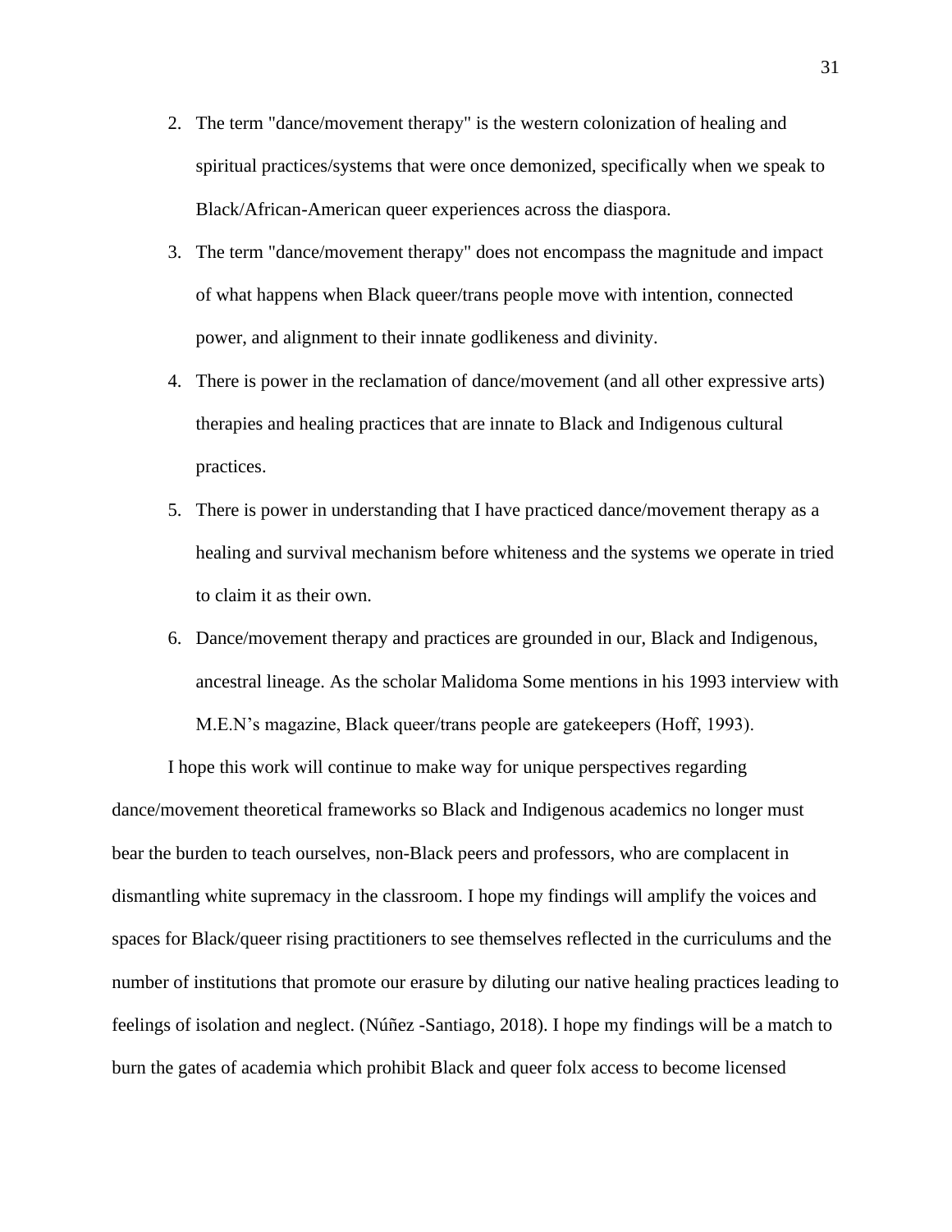2. The term "dance/movement therapy" is the western colonization of healing and spiritual practices/systems that were once demonized, specifically when we speak to Black/African-American queer experiences across the diaspora.
3. The term "dance/movement therapy" does not encompass the magnitude and impact of what happens when Black queer/trans people move with intention, connected power, and alignment to their innate godlikeness and divinity.
4. There is power in the reclamation of dance/movement (and all other expressive arts) therapies and healing practices that are innate to Black and Indigenous cultural practices.
5. There is power in understanding that I have practiced dance/movement therapy as a healing and survival mechanism before whiteness and the systems we operate in tried to claim it as their own.
6. Dance/movement therapy and practices are grounded in our, Black and Indigenous, ancestral lineage. As the scholar Malidoma Some mentions in his 1993 interview with M.E.N's magazine, Black queer/trans people are gatekeepers (Hoff, 1993).

I hope this work will continue to make way for unique perspectives regarding dance/movement theoretical frameworks so Black and Indigenous academics no longer must bear the burden to teach ourselves, non-Black peers and professors, who are complacent in dismantling white supremacy in the classroom. I hope my findings will amplify the voices and spaces for Black/queer rising practitioners to see themselves reflected in the curriculums and the number of institutions that promote our erasure by diluting our native healing practices leading to feelings of isolation and neglect. (Núñez -Santiago, 2018). I hope my findings will be a match to burn the gates of academia which prohibit Black and queer folx access to become licensed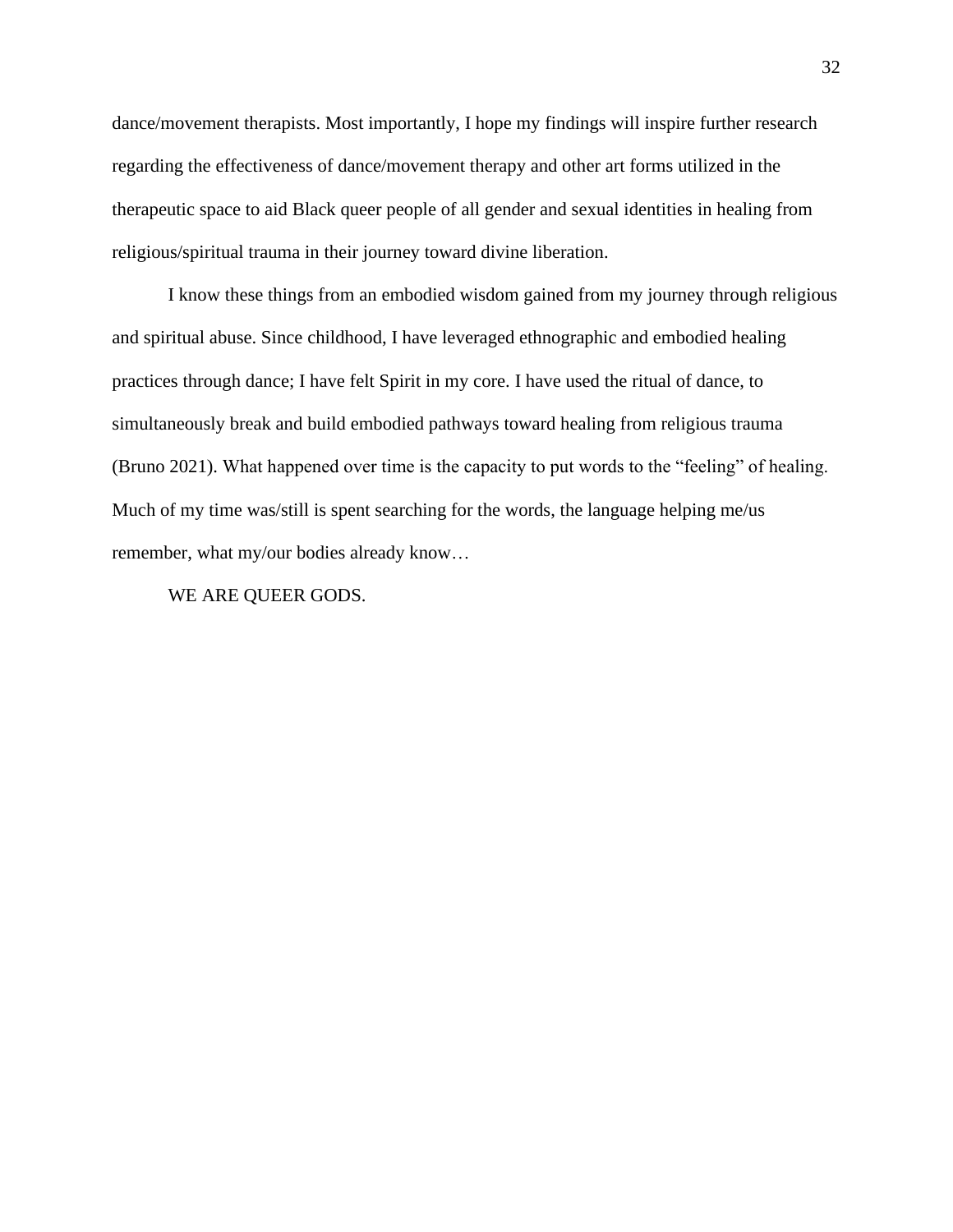dance/movement therapists. Most importantly, I hope my findings will inspire further research regarding the effectiveness of dance/movement therapy and other art forms utilized in the therapeutic space to aid Black queer people of all gender and sexual identities in healing from religious/spiritual trauma in their journey toward divine liberation.

I know these things from an embodied wisdom gained from my journey through religious and spiritual abuse. Since childhood, I have leveraged ethnographic and embodied healing practices through dance; I have felt Spirit in my core. I have used the ritual of dance, to simultaneously break and build embodied pathways toward healing from religious trauma (Bruno 2021). What happened over time is the capacity to put words to the "feeling" of healing. Much of my time was/still is spent searching for the words, the language helping me/us remember, what my/our bodies already know…

WE ARE QUEER GODS.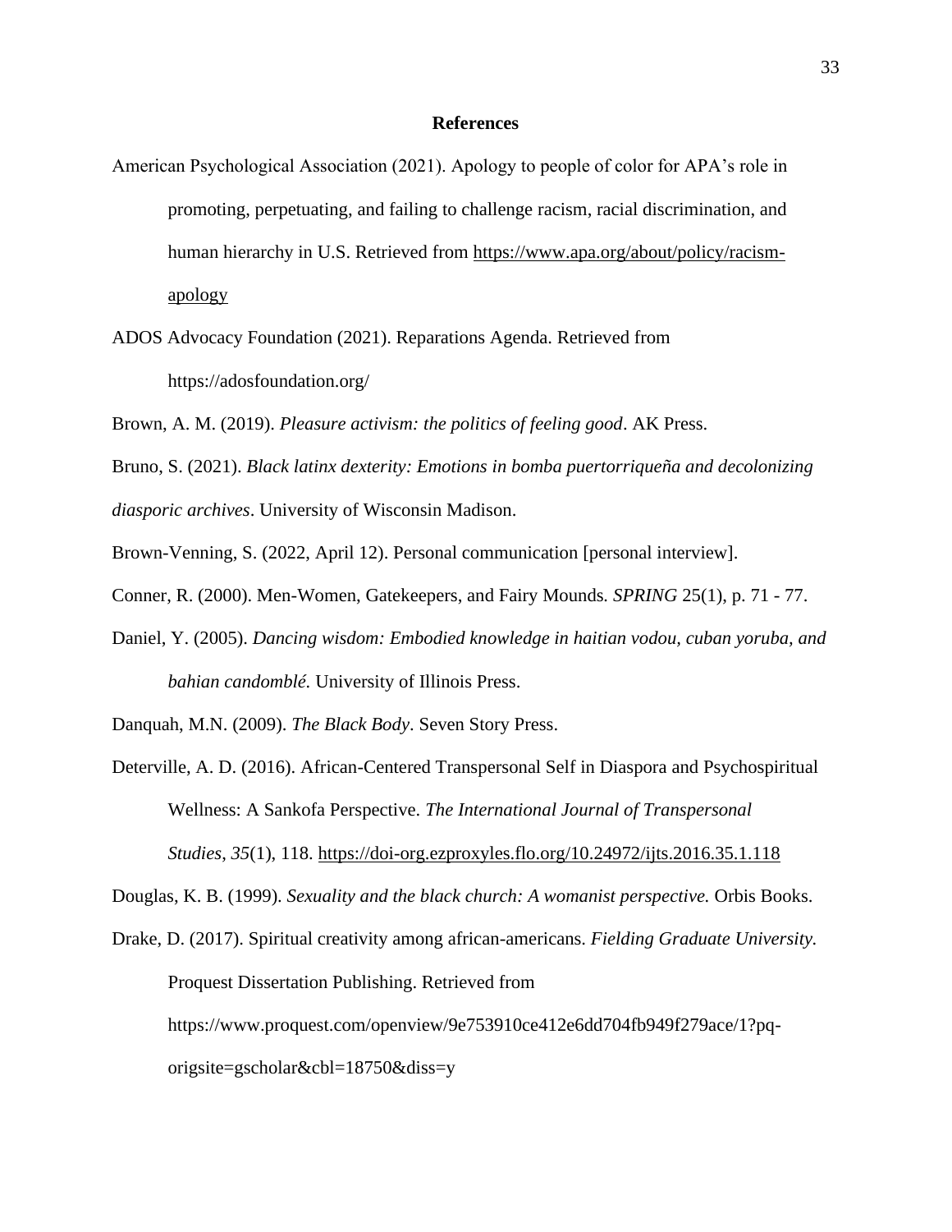**References**

American Psychological Association (2021). Apology to people of color for APA's role in promoting, perpetuating, and failing to challenge racism, racial discrimination, and human hierarchy in U.S. Retrieved from https://www.apa.org/about/policy/racism-apology

ADOS Advocacy Foundation (2021). Reparations Agenda. Retrieved from https://adosfoundation.org/

Brown, A. M. (2019). *Pleasure activism: the politics of feeling good*. AK Press.

Bruno, S. (2021). *Black latinx dexterity: Emotions in bomba puertorriqueña and decolonizing diasporic archives*. University of Wisconsin Madison.

Brown-Venning, S. (2022, April 12). Personal communication [personal interview].

Conner, R. (2000). Men-Women, Gatekeepers, and Fairy Mounds. *SPRING* 25(1), p. 71 - 77.

Daniel, Y. (2005). *Dancing wisdom: Embodied knowledge in haitian vodou, cuban yoruba, and bahian candomblé.* University of Illinois Press.

Danquah, M.N. (2009). *The Black Body*. Seven Story Press.

Deterville, A. D. (2016). African-Centered Transpersonal Self in Diaspora and Psychospiritual Wellness: A Sankofa Perspective. *The International Journal of Transpersonal Studies*, *35*(1), 118. https://doi-org.ezproxyles.flo.org/10.24972/ijts.2016.35.1.118

Douglas, K. B. (1999). *Sexuality and the black church: A womanist perspective.* Orbis Books.

Drake, D. (2017). Spiritual creativity among african-americans. *Fielding Graduate University.* Proquest Dissertation Publishing. Retrieved from https://www.proquest.com/openview/9e753910ce412e6dd704fb949f279ace/1?pq-origsite=gscholar&cbl=18750&diss=y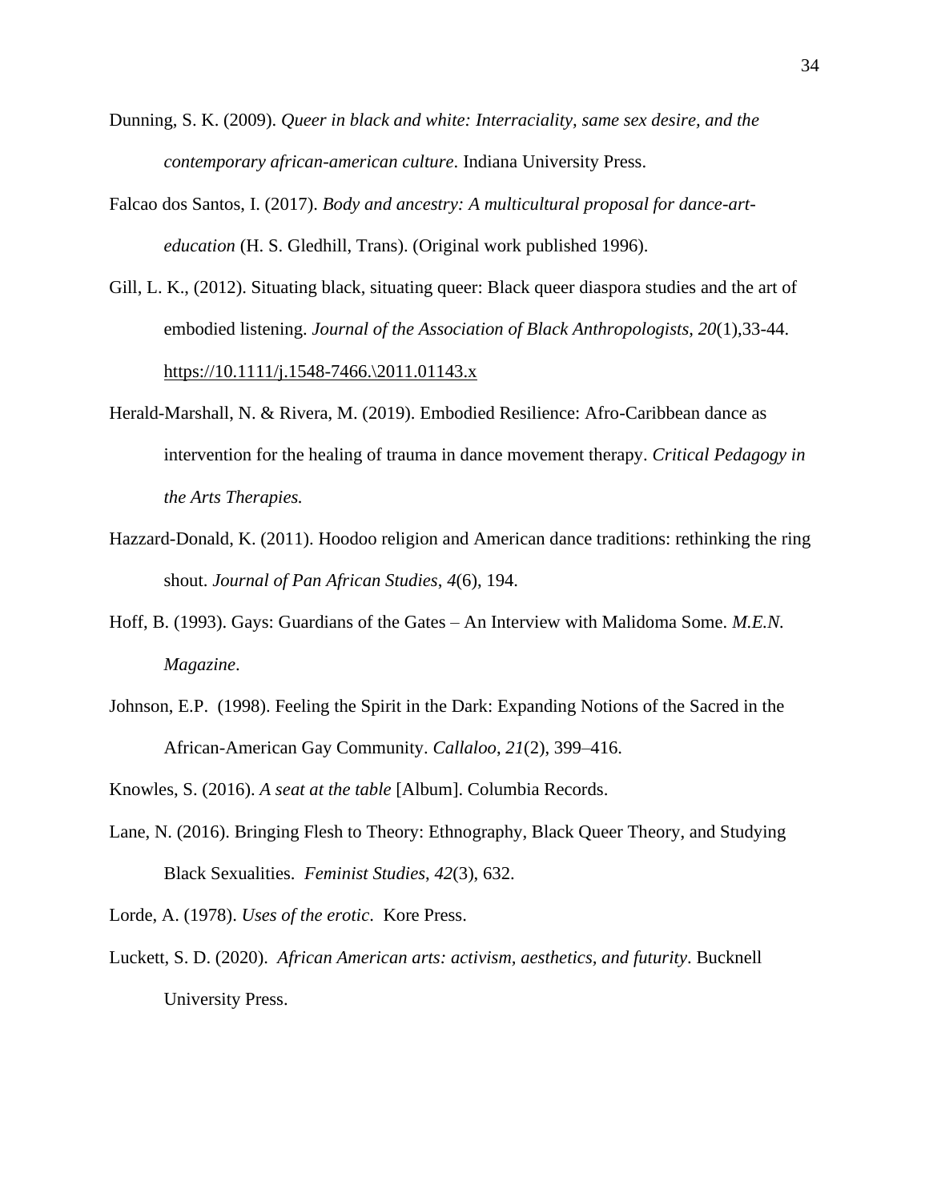Dunning, S. K. (2009). *Queer in black and white: Interraciality, same sex desire, and the contemporary african-american culture*. Indiana University Press.

Falcao dos Santos, I. (2017). *Body and ancestry: A multicultural proposal for dance-art-education* (H. S. Gledhill, Trans). (Original work published 1996).

Gill, L. K., (2012). Situating black, situating queer: Black queer diaspora studies and the art of embodied listening. *Journal of the Association of Black Anthropologists*, *20*(1),33-44. https://10.1111/j.1548-7466.\2011.01143.x

Herald-Marshall, N. & Rivera, M. (2019). Embodied Resilience: Afro-Caribbean dance as intervention for the healing of trauma in dance movement therapy. *Critical Pedagogy in the Arts Therapies.*

Hazzard-Donald, K. (2011). Hoodoo religion and American dance traditions: rethinking the ring shout. *Journal of Pan African Studies*, *4*(6), 194.

Hoff, B. (1993). Gays: Guardians of the Gates – An Interview with Malidoma Some. *M.E.N. Magazine*.

Johnson, E.P. (1998). Feeling the Spirit in the Dark: Expanding Notions of the Sacred in the African-American Gay Community. *Callaloo*, *21*(2), 399–416.

Knowles, S. (2016). *A seat at the table* [Album]. Columbia Records.

Lane, N. (2016). Bringing Flesh to Theory: Ethnography, Black Queer Theory, and Studying Black Sexualities. *Feminist Studies*, *42*(3), 632.

Lorde, A. (1978). *Uses of the erotic*. Kore Press.

Luckett, S. D. (2020). *African American arts: activism, aesthetics, and futurity*. Bucknell University Press.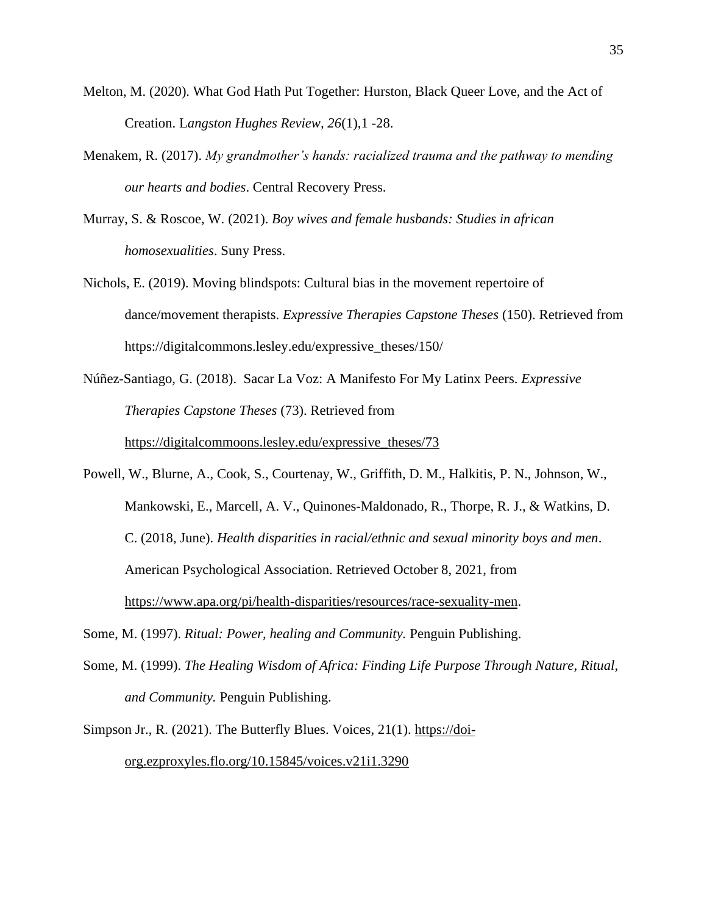Melton, M. (2020). What God Hath Put Together: Hurston, Black Queer Love, and the Act of Creation. L*angston Hughes Review, 26*(1),1 -28.

Menakem, R. (2017). *My grandmother's hands: racialized trauma and the pathway to mending our hearts and bodies*. Central Recovery Press.

Murray, S. & Roscoe, W. (2021). *Boy wives and female husbands: Studies in african homosexualities*. Suny Press.

Nichols, E. (2019). Moving blindspots: Cultural bias in the movement repertoire of dance/movement therapists. *Expressive Therapies Capstone Theses* (150). Retrieved from https://digitalcommons.lesley.edu/expressive_theses/150/

Núñez-Santiago, G. (2018). Sacar La Voz: A Manifesto For My Latinx Peers. *Expressive Therapies Capstone Theses* (73). Retrieved from https://digitalcommoons.lesley.edu/expressive_theses/73

Powell, W., Blurne, A., Cook, S., Courtenay, W., Griffith, D. M., Halkitis, P. N., Johnson, W., Mankowski, E., Marcell, A. V., Quinones-Maldonado, R., Thorpe, R. J., & Watkins, D. C. (2018, June). *Health disparities in racial/ethnic and sexual minority boys and men*. American Psychological Association. Retrieved October 8, 2021, from https://www.apa.org/pi/health-disparities/resources/race-sexuality-men.

Some, M. (1997). *Ritual: Power, healing and Community.* Penguin Publishing.

Some, M. (1999). *The Healing Wisdom of Africa: Finding Life Purpose Through Nature, Ritual, and Community.* Penguin Publishing.

Simpson Jr., R. (2021). The Butterfly Blues. Voices, 21(1). https://doi-org.ezproxyles.flo.org/10.15845/voices.v21i1.3290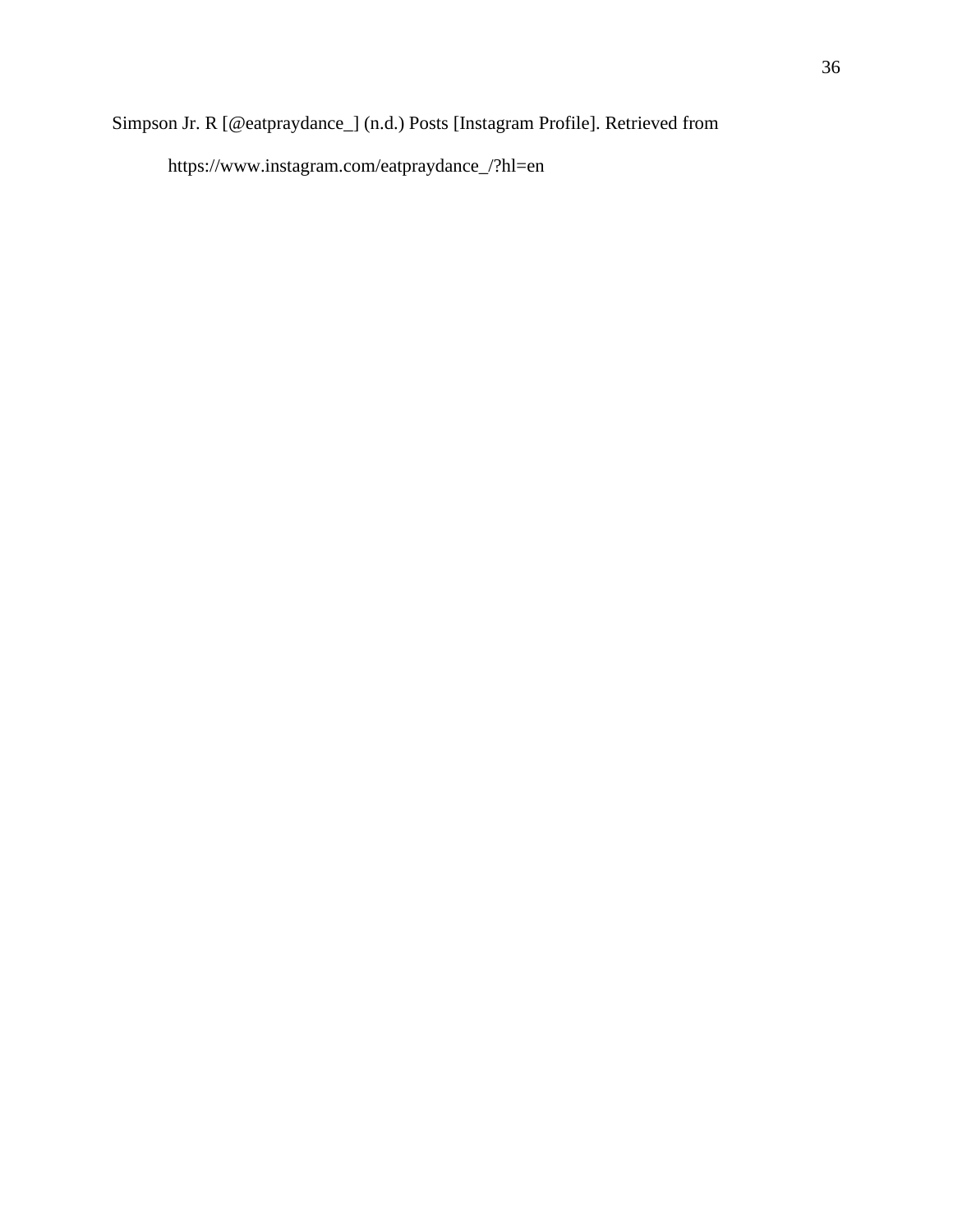Simpson Jr. R [@eatpraydance_] (n.d.) Posts [Instagram Profile]. Retrieved from https://www.instagram.com/eatpraydance_/?hl=en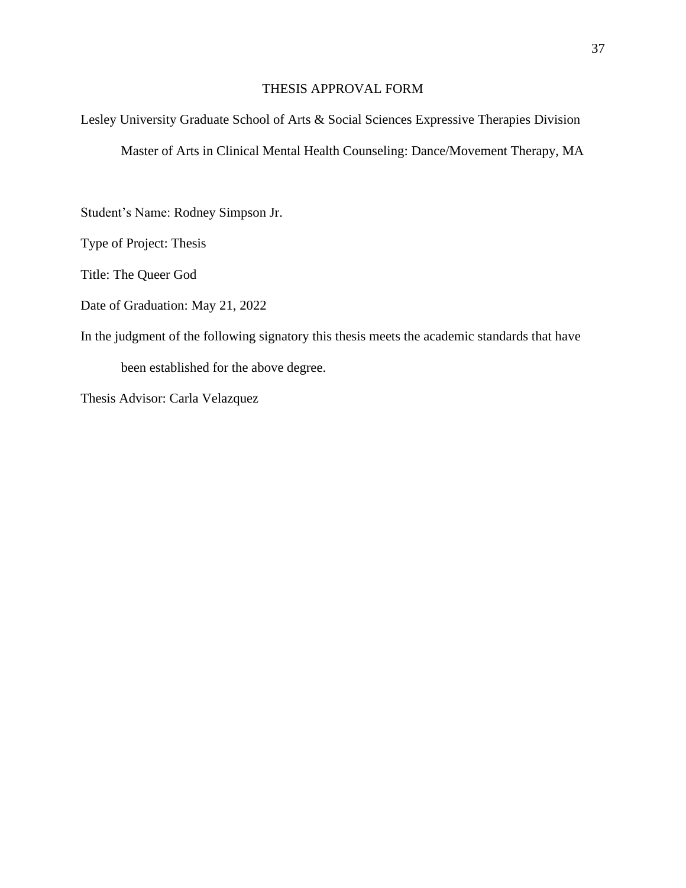# THESIS APPROVAL FORM

Lesley University Graduate School of Arts & Social Sciences Expressive Therapies Division

Master of Arts in Clinical Mental Health Counseling: Dance/Movement Therapy, MA

Student's Name: Rodney Simpson Jr.

Type of Project: Thesis

Title: The Queer God

Date of Graduation: May 21, 2022

In the judgment of the following signatory this thesis meets the academic standards that have been established for the above degree.

Thesis Advisor: Carla Velazquez